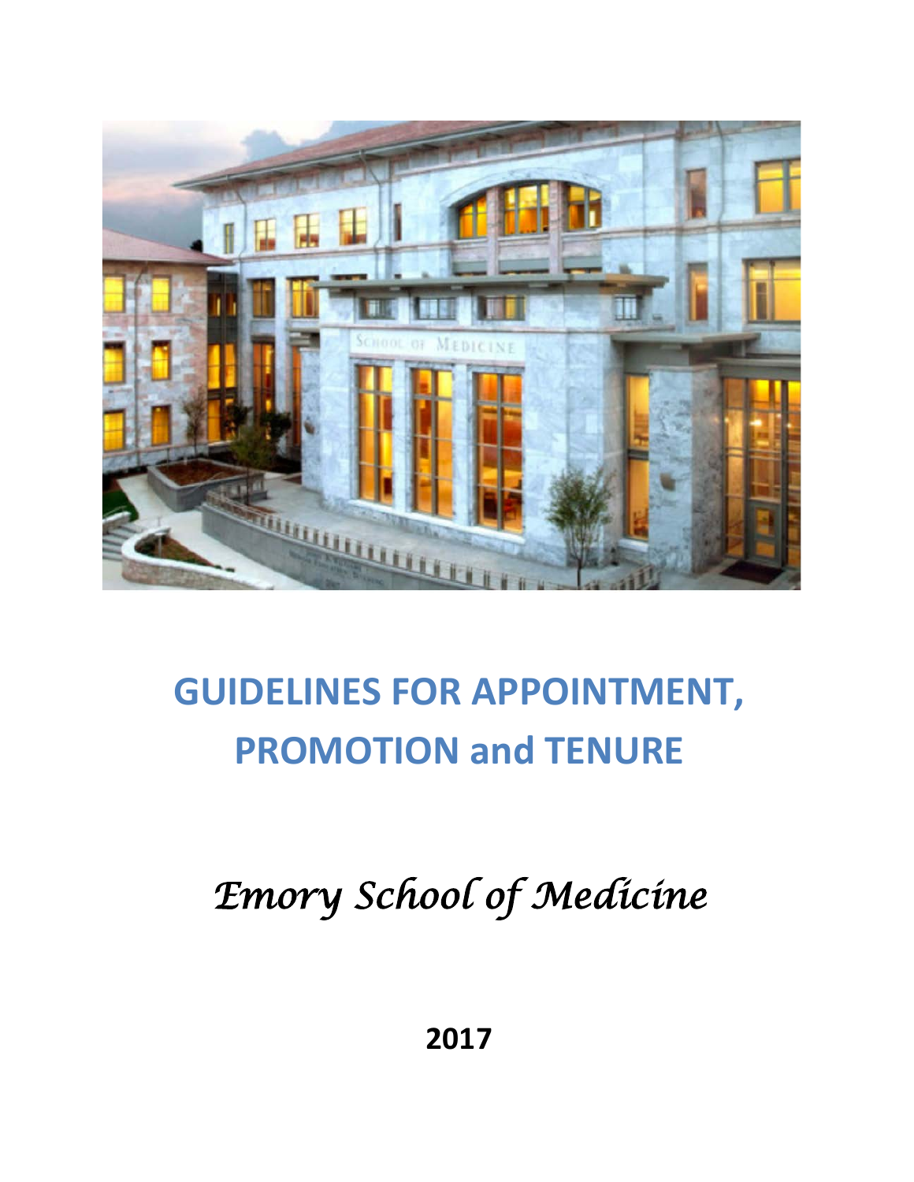# GUIDELINES FOR APPOINTMENT, PROMOTION and TENURE

*Emory School of Medicine*

**2017**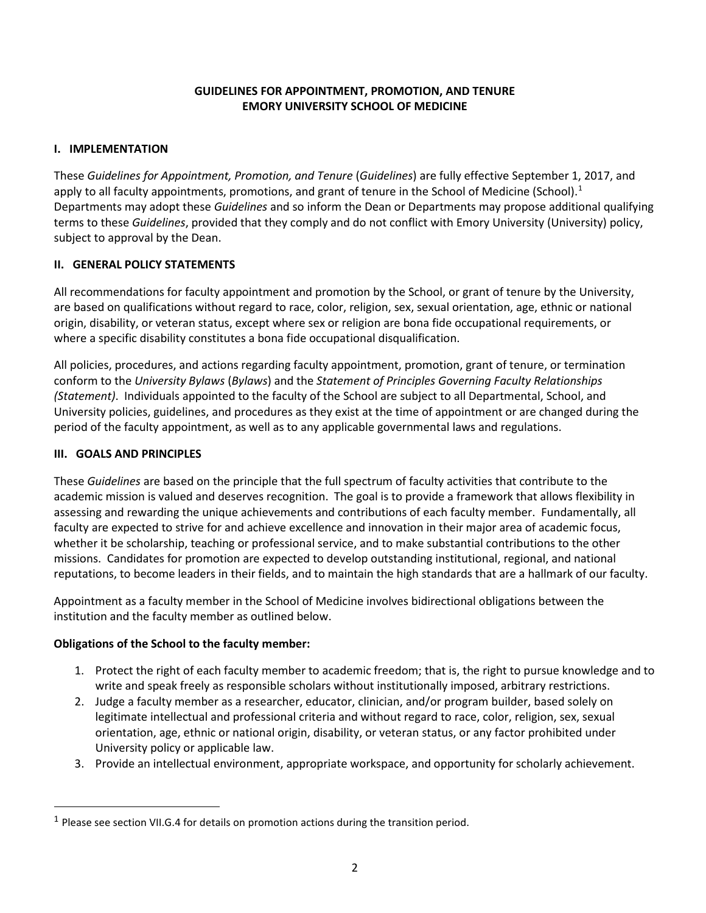# GUIDELINES FOR APPOINTMENT, PROMOTION, AND TENURE
# EMORY UNIVERSITY SCHOOL OF MEDICINE

## I. IMPLEMENTATION

These *Guidelines for Appointment, Promotion, and Tenure* (*Guidelines*) are fully effective September 1, 2017, and apply to all faculty appointments, promotions, and grant of tenure in the School of Medicine (School).[1] Departments may adopt these *Guidelines* and so inform the Dean or Departments may propose additional qualifying terms to these *Guidelines*, provided that they comply and do not conflict with Emory University (University) policy, subject to approval by the Dean.

## II. GENERAL POLICY STATEMENTS

All recommendations for faculty appointment and promotion by the School, or grant of tenure by the University, are based on qualifications without regard to race, color, religion, sex, sexual orientation, age, ethnic or national origin, disability, or veteran status, except where sex or religion are bona fide occupational requirements, or where a specific disability constitutes a bona fide occupational disqualification.

All policies, procedures, and actions regarding faculty appointment, promotion, grant of tenure, or termination conform to the *University Bylaws* (*Bylaws*) and the *Statement of Principles Governing Faculty Relationships (Statement)*. Individuals appointed to the faculty of the School are subject to all Departmental, School, and University policies, guidelines, and procedures as they exist at the time of appointment or are changed during the period of the faculty appointment, as well as to any applicable governmental laws and regulations.

## III. GOALS AND PRINCIPLES

These *Guidelines* are based on the principle that the full spectrum of faculty activities that contribute to the academic mission is valued and deserves recognition. The goal is to provide a framework that allows flexibility in assessing and rewarding the unique achievements and contributions of each faculty member. Fundamentally, all faculty are expected to strive for and achieve excellence and innovation in their major area of academic focus, whether it be scholarship, teaching or professional service, and to make substantial contributions to the other missions. Candidates for promotion are expected to develop outstanding institutional, regional, and national reputations, to become leaders in their fields, and to maintain the high standards that are a hallmark of our faculty.

Appointment as a faculty member in the School of Medicine involves bidirectional obligations between the institution and the faculty member as outlined below.

**Obligations of the School to the faculty member:**

1. Protect the right of each faculty member to academic freedom; that is, the right to pursue knowledge and to write and speak freely as responsible scholars without institutionally imposed, arbitrary restrictions.
2. Judge a faculty member as a researcher, educator, clinician, and/or program builder, based solely on legitimate intellectual and professional criteria and without regard to race, color, religion, sex, sexual orientation, age, ethnic or national origin, disability, or veteran status, or any factor prohibited under University policy or applicable law.
3. Provide an intellectual environment, appropriate workspace, and opportunity for scholarly achievement.

[1] Please see section VII.G.4 for details on promotion actions during the transition period.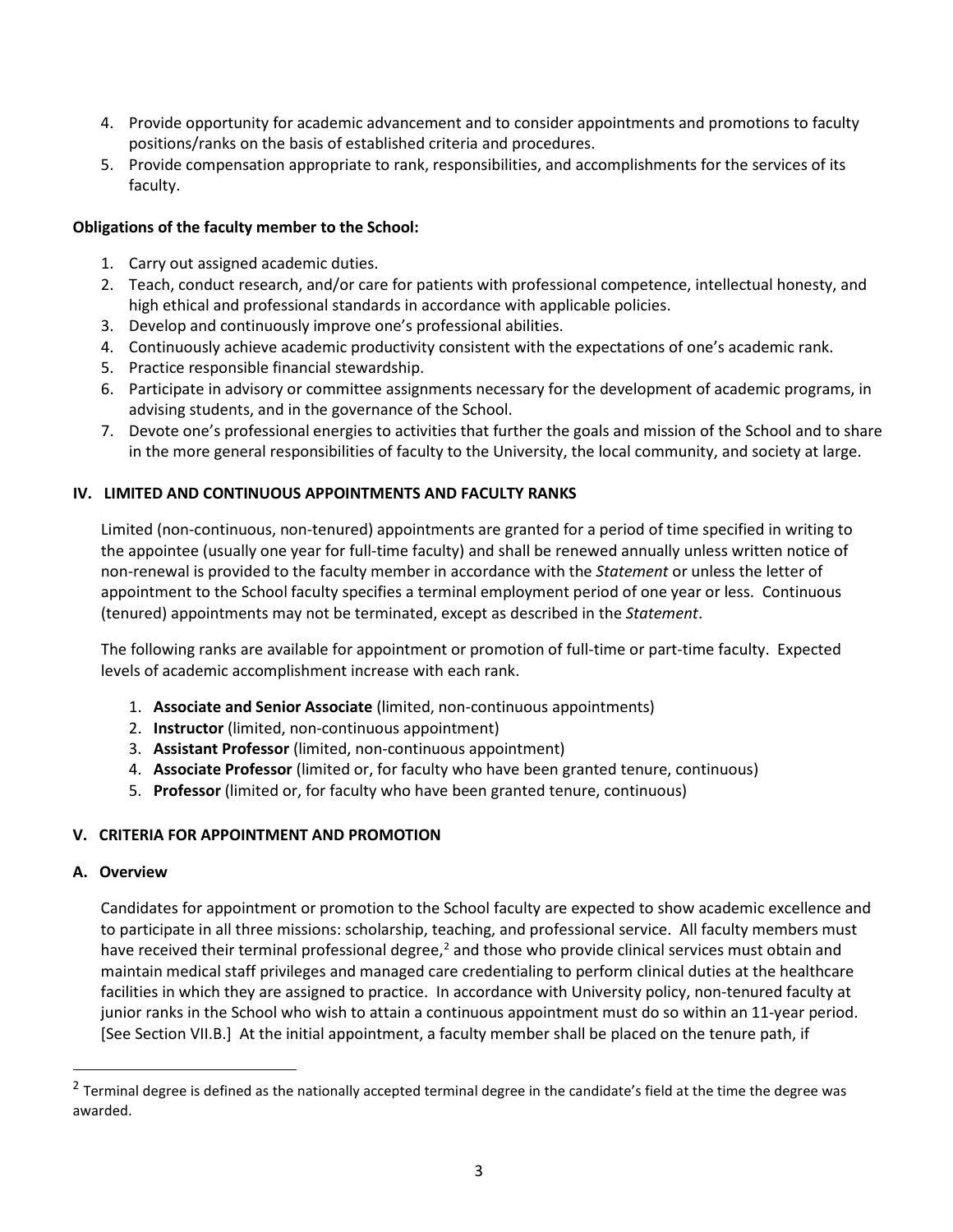4. Provide opportunity for academic advancement and to consider appointments and promotions to faculty positions/ranks on the basis of established criteria and procedures.
5. Provide compensation appropriate to rank, responsibilities, and accomplishments for the services of its faculty.

**Obligations of the faculty member to the School:**

1. Carry out assigned academic duties.
2. Teach, conduct research, and/or care for patients with professional competence, intellectual honesty, and high ethical and professional standards in accordance with applicable policies.
3. Develop and continuously improve one's professional abilities.
4. Continuously achieve academic productivity consistent with the expectations of one's academic rank.
5. Practice responsible financial stewardship.
6. Participate in advisory or committee assignments necessary for the development of academic programs, in advising students, and in the governance of the School.
7. Devote one's professional energies to activities that further the goals and mission of the School and to share in the more general responsibilities of faculty to the University, the local community, and society at large.

## IV. LIMITED AND CONTINUOUS APPOINTMENTS AND FACULTY RANKS

Limited (non-continuous, non-tenured) appointments are granted for a period of time specified in writing to the appointee (usually one year for full-time faculty) and shall be renewed annually unless written notice of non-renewal is provided to the faculty member in accordance with the *Statement* or unless the letter of appointment to the School faculty specifies a terminal employment period of one year or less. Continuous (tenured) appointments may not be terminated, except as described in the *Statement*.

The following ranks are available for appointment or promotion of full-time or part-time faculty. Expected levels of academic accomplishment increase with each rank.

1. **Associate and Senior Associate** (limited, non-continuous appointments)
2. **Instructor** (limited, non-continuous appointment)
3. **Assistant Professor** (limited, non-continuous appointment)
4. **Associate Professor** (limited or, for faculty who have been granted tenure, continuous)
5. **Professor** (limited or, for faculty who have been granted tenure, continuous)

## V. CRITERIA FOR APPOINTMENT AND PROMOTION

### A. Overview

Candidates for appointment or promotion to the School faculty are expected to show academic excellence and to participate in all three missions: scholarship, teaching, and professional service. All faculty members must have received their terminal professional degree,[2] and those who provide clinical services must obtain and maintain medical staff privileges and managed care credentialing to perform clinical duties at the healthcare facilities in which they are assigned to practice. In accordance with University policy, non-tenured faculty at junior ranks in the School who wish to attain a continuous appointment must do so within an 11-year period. [See Section VII.B.] At the initial appointment, a faculty member shall be placed on the tenure path, if

[2] Terminal degree is defined as the nationally accepted terminal degree in the candidate's field at the time the degree was awarded.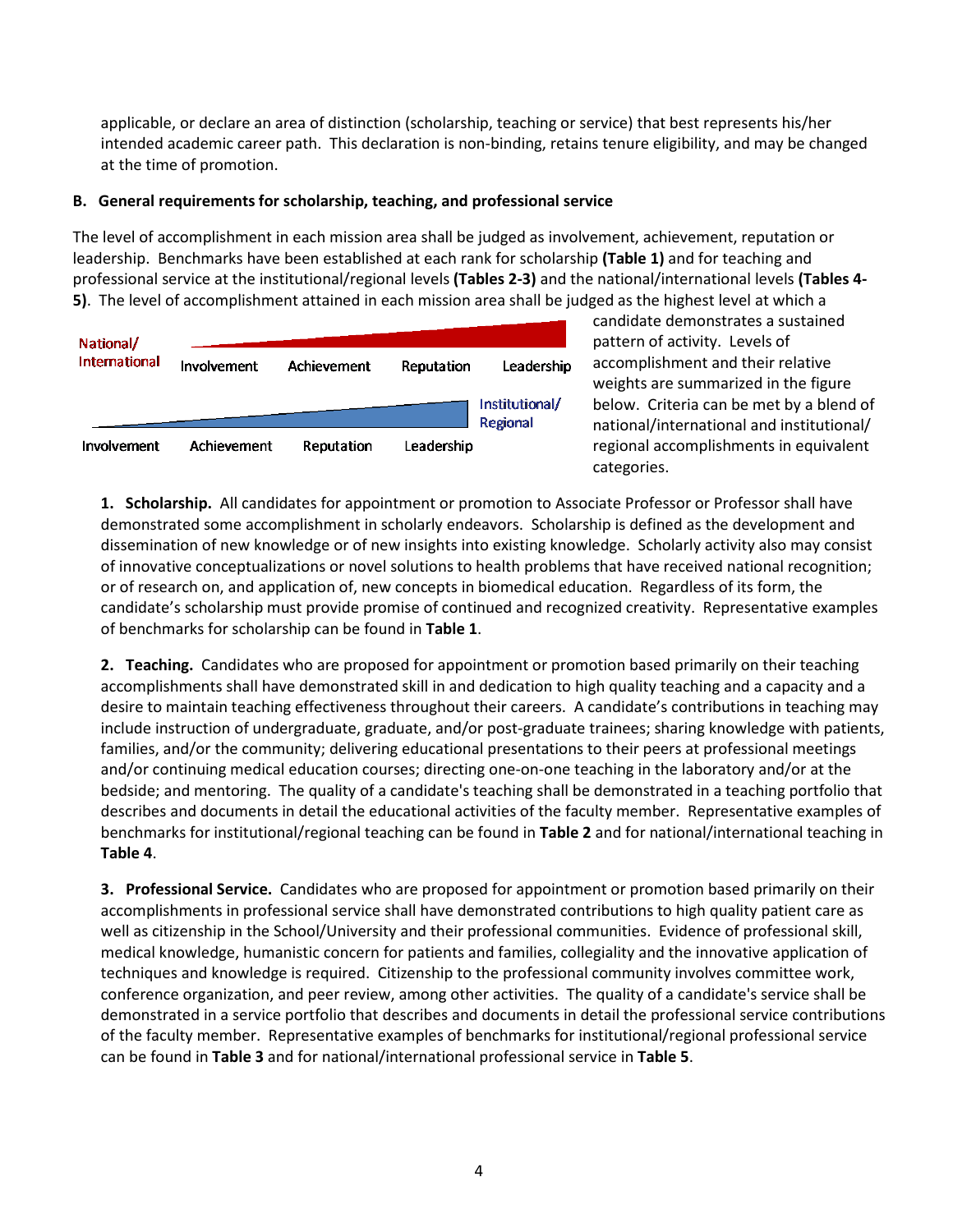applicable, or declare an area of distinction (scholarship, teaching or service) that best represents his/her intended academic career path. This declaration is non-binding, retains tenure eligibility, and may be changed at the time of promotion.

### B. General requirements for scholarship, teaching, and professional service

The level of accomplishment in each mission area shall be judged as involvement, achievement, reputation or leadership. Benchmarks have been established at each rank for scholarship **(Table 1)** and for teaching and professional service at the institutional/regional levels **(Tables 2-3)** and the national/international levels **(Tables 4-5)**. The level of accomplishment attained in each mission area shall be judged as the highest level at which a candidate demonstrates a sustained pattern of activity. Levels of accomplishment and their relative weights are summarized in the figure below. Criteria can be met by a blend of national/international and institutional/regional accomplishments in equivalent categories.

National/International: Involvement, Achievement, Reputation, Leadership

Institutional/Regional: Involvement, Achievement, Reputation, Leadership

**1. Scholarship.** All candidates for appointment or promotion to Associate Professor or Professor shall have demonstrated some accomplishment in scholarly endeavors. Scholarship is defined as the development and dissemination of new knowledge or of new insights into existing knowledge. Scholarly activity also may consist of innovative conceptualizations or novel solutions to health problems that have received national recognition; or of research on, and application of, new concepts in biomedical education. Regardless of its form, the candidate's scholarship must provide promise of continued and recognized creativity. Representative examples of benchmarks for scholarship can be found in **Table 1**.

**2. Teaching.** Candidates who are proposed for appointment or promotion based primarily on their teaching accomplishments shall have demonstrated skill in and dedication to high quality teaching and a capacity and a desire to maintain teaching effectiveness throughout their careers. A candidate's contributions in teaching may include instruction of undergraduate, graduate, and/or post-graduate trainees; sharing knowledge with patients, families, and/or the community; delivering educational presentations to their peers at professional meetings and/or continuing medical education courses; directing one-on-one teaching in the laboratory and/or at the bedside; and mentoring. The quality of a candidate's teaching shall be demonstrated in a teaching portfolio that describes and documents in detail the educational activities of the faculty member. Representative examples of benchmarks for institutional/regional teaching can be found in **Table 2** and for national/international teaching in **Table 4**.

**3. Professional Service.** Candidates who are proposed for appointment or promotion based primarily on their accomplishments in professional service shall have demonstrated contributions to high quality patient care as well as citizenship in the School/University and their professional communities. Evidence of professional skill, medical knowledge, humanistic concern for patients and families, collegiality and the innovative application of techniques and knowledge is required. Citizenship to the professional community involves committee work, conference organization, and peer review, among other activities. The quality of a candidate's service shall be demonstrated in a service portfolio that describes and documents in detail the professional service contributions of the faculty member. Representative examples of benchmarks for institutional/regional professional service can be found in **Table 3** and for national/international professional service in **Table 5**.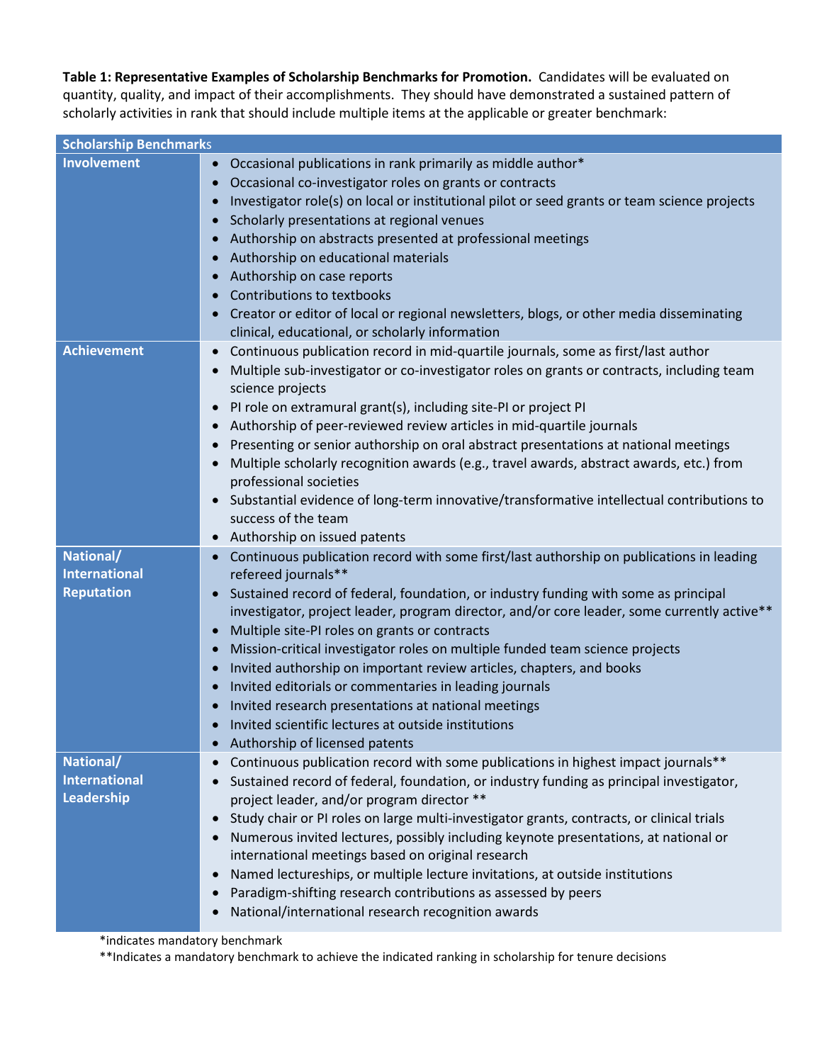**Table 1: Representative Examples of Scholarship Benchmarks for Promotion.** Candidates will be evaluated on quantity, quality, and impact of their accomplishments. They should have demonstrated a sustained pattern of scholarly activities in rank that should include multiple items at the applicable or greater benchmark:

| Scholarship Benchmarks | |
|---|---|
| **Involvement** | • Occasional publications in rank primarily as middle author*<br>• Occasional co-investigator roles on grants or contracts<br>• Investigator role(s) on local or institutional pilot or seed grants or team science projects<br>• Scholarly presentations at regional venues<br>• Authorship on abstracts presented at professional meetings<br>• Authorship on educational materials<br>• Authorship on case reports<br>• Contributions to textbooks<br>• Creator or editor of local or regional newsletters, blogs, or other media disseminating clinical, educational, or scholarly information |
| **Achievement** | • Continuous publication record in mid-quartile journals, some as first/last author<br>• Multiple sub-investigator or co-investigator roles on grants or contracts, including team science projects<br>• PI role on extramural grant(s), including site-PI or project PI<br>• Authorship of peer-reviewed review articles in mid-quartile journals<br>• Presenting or senior authorship on oral abstract presentations at national meetings<br>• Multiple scholarly recognition awards (e.g., travel awards, abstract awards, etc.) from professional societies<br>• Substantial evidence of long-term innovative/transformative intellectual contributions to success of the team<br>• Authorship on issued patents |
| **National/ International Reputation** | • Continuous publication record with some first/last authorship on publications in leading refereed journals**<br>• Sustained record of federal, foundation, or industry funding with some as principal investigator, project leader, program director, and/or core leader, some currently active**<br>• Multiple site-PI roles on grants or contracts<br>• Mission-critical investigator roles on multiple funded team science projects<br>• Invited authorship on important review articles, chapters, and books<br>• Invited editorials or commentaries in leading journals<br>• Invited research presentations at national meetings<br>• Invited scientific lectures at outside institutions<br>• Authorship of licensed patents |
| **National/ International Leadership** | • Continuous publication record with some publications in highest impact journals**<br>• Sustained record of federal, foundation, or industry funding as principal investigator, project leader, and/or program director **<br>• Study chair or PI roles on large multi-investigator grants, contracts, or clinical trials<br>• Numerous invited lectures, possibly including keynote presentations, at national or international meetings based on original research<br>• Named lectureships, or multiple lecture invitations, at outside institutions<br>• Paradigm-shifting research contributions as assessed by peers<br>• National/international research recognition awards |

*indicates mandatory benchmark

**Indicates a mandatory benchmark to achieve the indicated ranking in scholarship for tenure decisions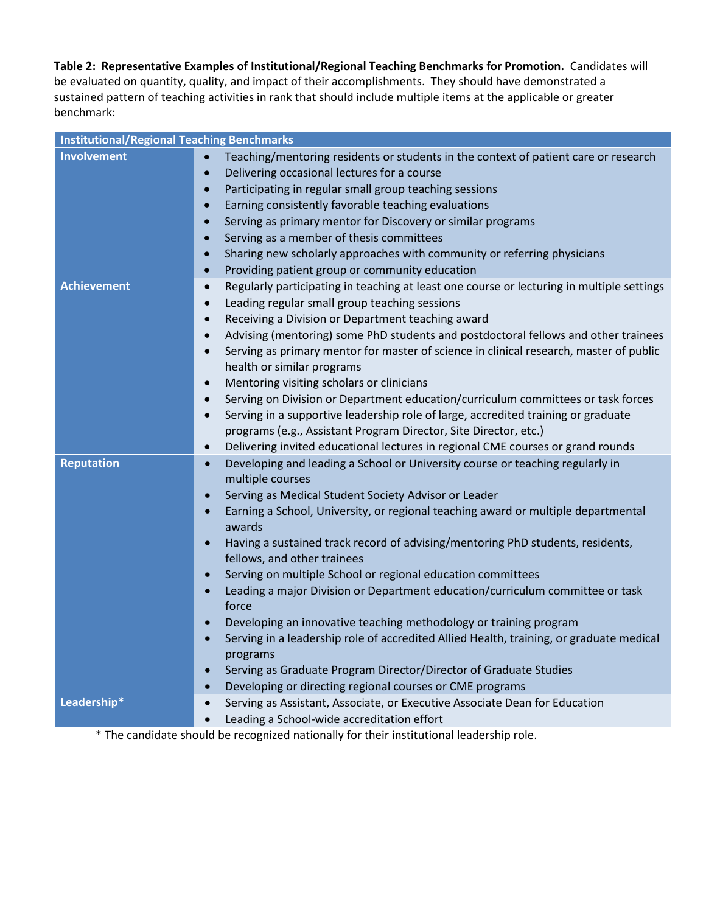**Table 2: Representative Examples of Institutional/Regional Teaching Benchmarks for Promotion.** Candidates will be evaluated on quantity, quality, and impact of their accomplishments. They should have demonstrated a sustained pattern of teaching activities in rank that should include multiple items at the applicable or greater benchmark:

| Institutional/Regional Teaching Benchmarks | |
|---|---|
| **Involvement** | • Teaching/mentoring residents or students in the context of patient care or research<br>• Delivering occasional lectures for a course<br>• Participating in regular small group teaching sessions<br>• Earning consistently favorable teaching evaluations<br>• Serving as primary mentor for Discovery or similar programs<br>• Serving as a member of thesis committees<br>• Sharing new scholarly approaches with community or referring physicians<br>• Providing patient group or community education |
| **Achievement** | • Regularly participating in teaching at least one course or lecturing in multiple settings<br>• Leading regular small group teaching sessions<br>• Receiving a Division or Department teaching award<br>• Advising (mentoring) some PhD students and postdoctoral fellows and other trainees<br>• Serving as primary mentor for master of science in clinical research, master of public health or similar programs<br>• Mentoring visiting scholars or clinicians<br>• Serving on Division or Department education/curriculum committees or task forces<br>• Serving in a supportive leadership role of large, accredited training or graduate programs (e.g., Assistant Program Director, Site Director, etc.)<br>• Delivering invited educational lectures in regional CME courses or grand rounds |
| **Reputation** | • Developing and leading a School or University course or teaching regularly in multiple courses<br>• Serving as Medical Student Society Advisor or Leader<br>• Earning a School, University, or regional teaching award or multiple departmental awards<br>• Having a sustained track record of advising/mentoring PhD students, residents, fellows, and other trainees<br>• Serving on multiple School or regional education committees<br>• Leading a major Division or Department education/curriculum committee or task force<br>• Developing an innovative teaching methodology or training program<br>• Serving in a leadership role of accredited Allied Health, training, or graduate medical programs<br>• Serving as Graduate Program Director/Director of Graduate Studies<br>• Developing or directing regional courses or CME programs |
| **Leadership*** | • Serving as Assistant, Associate, or Executive Associate Dean for Education<br>• Leading a School-wide accreditation effort |

* The candidate should be recognized nationally for their institutional leadership role.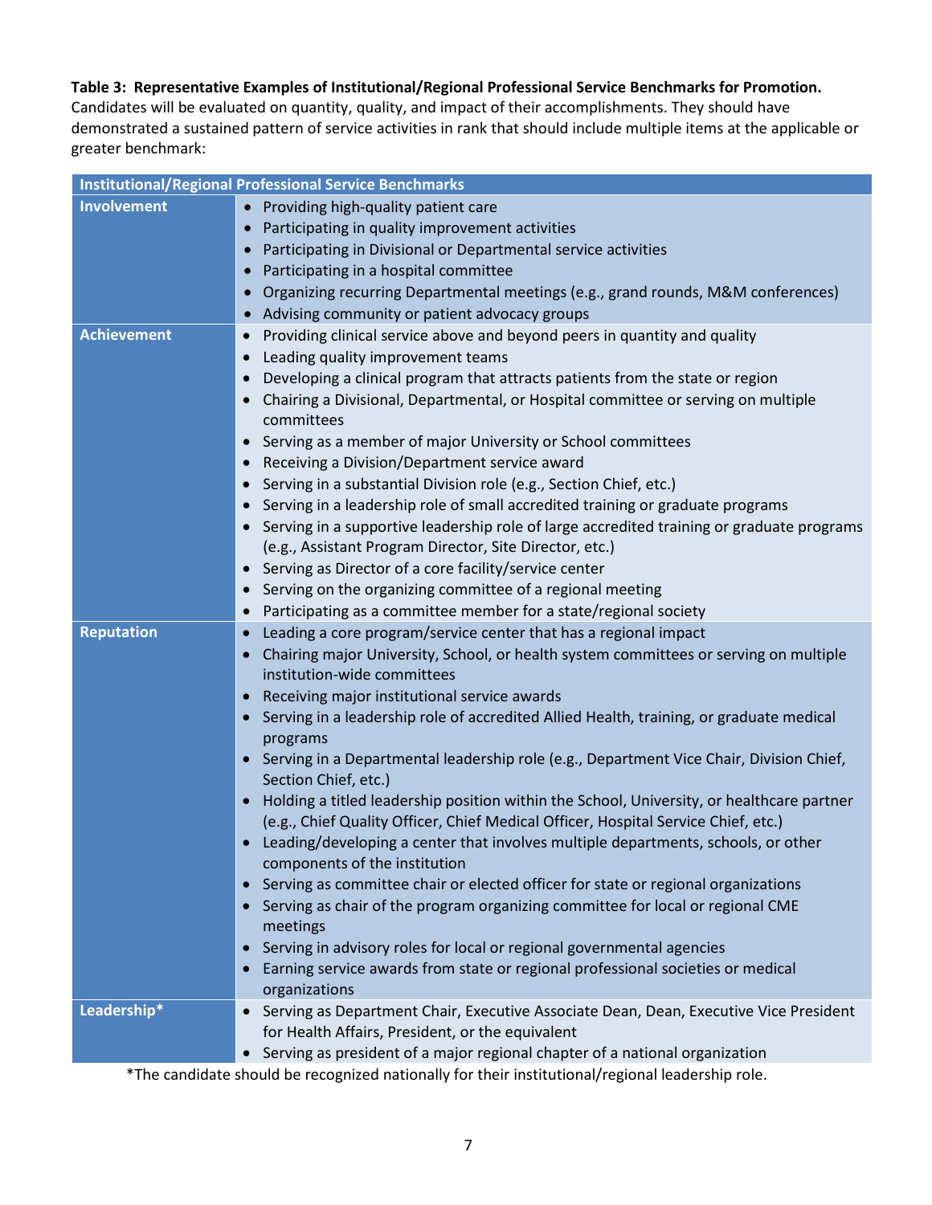**Table 3: Representative Examples of Institutional/Regional Professional Service Benchmarks for Promotion.** Candidates will be evaluated on quantity, quality, and impact of their accomplishments. They should have demonstrated a sustained pattern of service activities in rank that should include multiple items at the applicable or greater benchmark:

| Institutional/Regional Professional Service Benchmarks | |
|---|---|
| **Involvement** | • Providing high-quality patient care<br>• Participating in quality improvement activities<br>• Participating in Divisional or Departmental service activities<br>• Participating in a hospital committee<br>• Organizing recurring Departmental meetings (e.g., grand rounds, M&M conferences)<br>• Advising community or patient advocacy groups |
| **Achievement** | • Providing clinical service above and beyond peers in quantity and quality<br>• Leading quality improvement teams<br>• Developing a clinical program that attracts patients from the state or region<br>• Chairing a Divisional, Departmental, or Hospital committee or serving on multiple committees<br>• Serving as a member of major University or School committees<br>• Receiving a Division/Department service award<br>• Serving in a substantial Division role (e.g., Section Chief, etc.)<br>• Serving in a leadership role of small accredited training or graduate programs<br>• Serving in a supportive leadership role of large accredited training or graduate programs (e.g., Assistant Program Director, Site Director, etc.)<br>• Serving as Director of a core facility/service center<br>• Serving on the organizing committee of a regional meeting<br>• Participating as a committee member for a state/regional society |
| **Reputation** | • Leading a core program/service center that has a regional impact<br>• Chairing major University, School, or health system committees or serving on multiple institution-wide committees<br>• Receiving major institutional service awards<br>• Serving in a leadership role of accredited Allied Health, training, or graduate medical programs<br>• Serving in a Departmental leadership role (e.g., Department Vice Chair, Division Chief, Section Chief, etc.)<br>• Holding a titled leadership position within the School, University, or healthcare partner (e.g., Chief Quality Officer, Chief Medical Officer, Hospital Service Chief, etc.)<br>• Leading/developing a center that involves multiple departments, schools, or other components of the institution<br>• Serving as committee chair or elected officer for state or regional organizations<br>• Serving as chair of the program organizing committee for local or regional CME meetings<br>• Serving in advisory roles for local or regional governmental agencies<br>• Earning service awards from state or regional professional societies or medical organizations |
| **Leadership*** | • Serving as Department Chair, Executive Associate Dean, Dean, Executive Vice President for Health Affairs, President, or the equivalent<br>• Serving as president of a major regional chapter of a national organization |

*The candidate should be recognized nationally for their institutional/regional leadership role.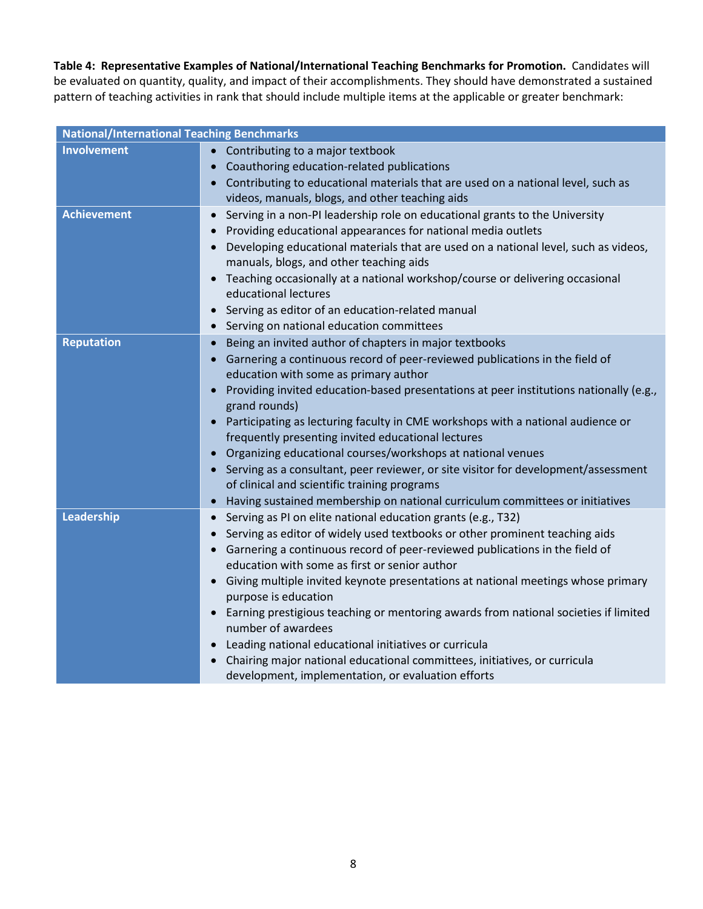**Table 4: Representative Examples of National/International Teaching Benchmarks for Promotion.** Candidates will be evaluated on quantity, quality, and impact of their accomplishments. They should have demonstrated a sustained pattern of teaching activities in rank that should include multiple items at the applicable or greater benchmark:

| National/International Teaching Benchmarks | |
|---|---|
| **Involvement** | • Contributing to a major textbook<br>• Coauthoring education-related publications<br>• Contributing to educational materials that are used on a national level, such as videos, manuals, blogs, and other teaching aids |
| **Achievement** | • Serving in a non-PI leadership role on educational grants to the University<br>• Providing educational appearances for national media outlets<br>• Developing educational materials that are used on a national level, such as videos, manuals, blogs, and other teaching aids<br>• Teaching occasionally at a national workshop/course or delivering occasional educational lectures<br>• Serving as editor of an education-related manual<br>• Serving on national education committees |
| **Reputation** | • Being an invited author of chapters in major textbooks<br>• Garnering a continuous record of peer-reviewed publications in the field of education with some as primary author<br>• Providing invited education-based presentations at peer institutions nationally (e.g., grand rounds)<br>• Participating as lecturing faculty in CME workshops with a national audience or frequently presenting invited educational lectures<br>• Organizing educational courses/workshops at national venues<br>• Serving as a consultant, peer reviewer, or site visitor for development/assessment of clinical and scientific training programs<br>• Having sustained membership on national curriculum committees or initiatives |
| **Leadership** | • Serving as PI on elite national education grants (e.g., T32)<br>• Serving as editor of widely used textbooks or other prominent teaching aids<br>• Garnering a continuous record of peer-reviewed publications in the field of education with some as first or senior author<br>• Giving multiple invited keynote presentations at national meetings whose primary purpose is education<br>• Earning prestigious teaching or mentoring awards from national societies if limited number of awardees<br>• Leading national educational initiatives or curricula<br>• Chairing major national educational committees, initiatives, or curricula development, implementation, or evaluation efforts |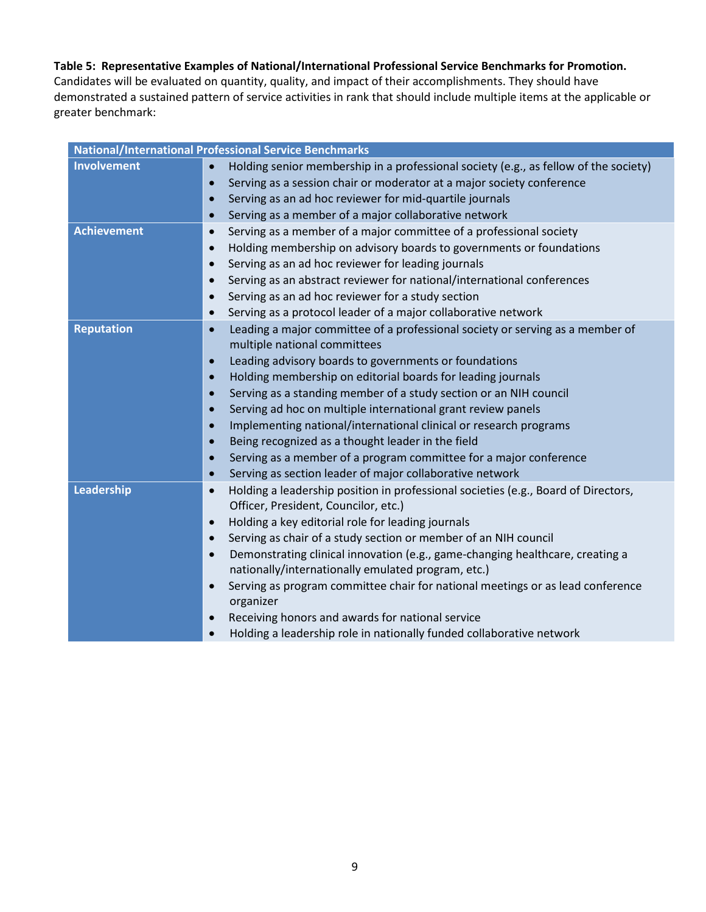**Table 5: Representative Examples of National/International Professional Service Benchmarks for Promotion.** Candidates will be evaluated on quantity, quality, and impact of their accomplishments. They should have demonstrated a sustained pattern of service activities in rank that should include multiple items at the applicable or greater benchmark:

| National/International Professional Service Benchmarks | |
|---|---|
| **Involvement** | • Holding senior membership in a professional society (e.g., as fellow of the society)<br>• Serving as a session chair or moderator at a major society conference<br>• Serving as an ad hoc reviewer for mid-quartile journals<br>• Serving as a member of a major collaborative network |
| **Achievement** | • Serving as a member of a major committee of a professional society<br>• Holding membership on advisory boards to governments or foundations<br>• Serving as an ad hoc reviewer for leading journals<br>• Serving as an abstract reviewer for national/international conferences<br>• Serving as an ad hoc reviewer for a study section<br>• Serving as a protocol leader of a major collaborative network |
| **Reputation** | • Leading a major committee of a professional society or serving as a member of multiple national committees<br>• Leading advisory boards to governments or foundations<br>• Holding membership on editorial boards for leading journals<br>• Serving as a standing member of a study section or an NIH council<br>• Serving ad hoc on multiple international grant review panels<br>• Implementing national/international clinical or research programs<br>• Being recognized as a thought leader in the field<br>• Serving as a member of a program committee for a major conference<br>• Serving as section leader of major collaborative network |
| **Leadership** | • Holding a leadership position in professional societies (e.g., Board of Directors, Officer, President, Councilor, etc.)<br>• Holding a key editorial role for leading journals<br>• Serving as chair of a study section or member of an NIH council<br>• Demonstrating clinical innovation (e.g., game-changing healthcare, creating a nationally/internationally emulated program, etc.)<br>• Serving as program committee chair for national meetings or as lead conference organizer<br>• Receiving honors and awards for national service<br>• Holding a leadership role in nationally funded collaborative network |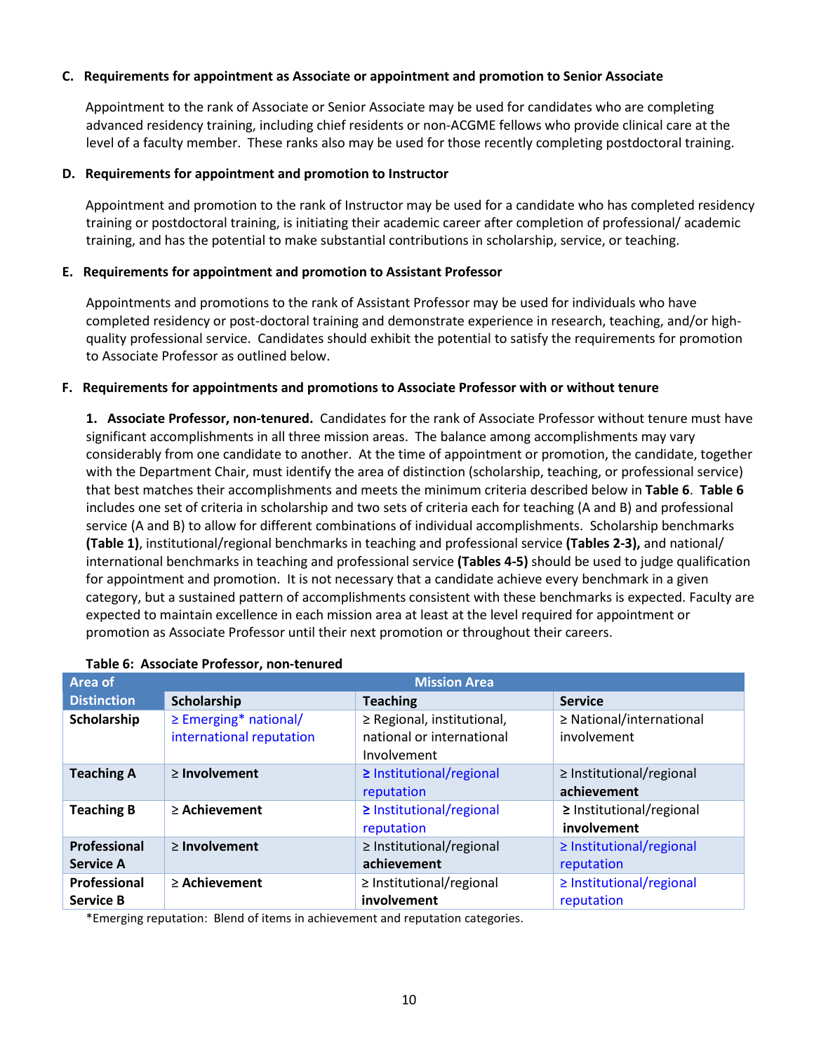### C. Requirements for appointment as Associate or appointment and promotion to Senior Associate

Appointment to the rank of Associate or Senior Associate may be used for candidates who are completing advanced residency training, including chief residents or non-ACGME fellows who provide clinical care at the level of a faculty member. These ranks also may be used for those recently completing postdoctoral training.

### D. Requirements for appointment and promotion to Instructor

Appointment and promotion to the rank of Instructor may be used for a candidate who has completed residency training or postdoctoral training, is initiating their academic career after completion of professional/ academic training, and has the potential to make substantial contributions in scholarship, service, or teaching.

### E. Requirements for appointment and promotion to Assistant Professor

Appointments and promotions to the rank of Assistant Professor may be used for individuals who have completed residency or post-doctoral training and demonstrate experience in research, teaching, and/or high-quality professional service. Candidates should exhibit the potential to satisfy the requirements for promotion to Associate Professor as outlined below.

### F. Requirements for appointments and promotions to Associate Professor with or without tenure

**1. Associate Professor, non-tenured.** Candidates for the rank of Associate Professor without tenure must have significant accomplishments in all three mission areas. The balance among accomplishments may vary considerably from one candidate to another. At the time of appointment or promotion, the candidate, together with the Department Chair, must identify the area of distinction (scholarship, teaching, or professional service) that best matches their accomplishments and meets the minimum criteria described below in **Table 6**. **Table 6** includes one set of criteria in scholarship and two sets of criteria each for teaching (A and B) and professional service (A and B) to allow for different combinations of individual accomplishments. Scholarship benchmarks **(Table 1)**, institutional/regional benchmarks in teaching and professional service **(Tables 2-3),** and national/ international benchmarks in teaching and professional service **(Tables 4-5)** should be used to judge qualification for appointment and promotion. It is not necessary that a candidate achieve every benchmark in a given category, but a sustained pattern of accomplishments consistent with these benchmarks is expected. Faculty are expected to maintain excellence in each mission area at least at the level required for appointment or promotion as Associate Professor until their next promotion or throughout their careers.

**Table 6: Associate Professor, non-tenured**

| Area of Distinction | Mission Area | | |
|---|---|---|---|
| | **Scholarship** | **Teaching** | **Service** |
| **Scholarship** | ≥ Emerging* national/ international reputation | ≥ Regional, institutional, national or international Involvement | ≥ National/international involvement |
| **Teaching A** | ≥ **Involvement** | ≥ Institutional/regional reputation | ≥ Institutional/regional **achievement** |
| **Teaching B** | ≥ **Achievement** | ≥ Institutional/regional reputation | ≥ Institutional/regional **involvement** |
| **Professional Service A** | ≥ **Involvement** | ≥ Institutional/regional **achievement** | ≥ Institutional/regional reputation |
| **Professional Service B** | ≥ **Achievement** | ≥ Institutional/regional **involvement** | ≥ Institutional/regional reputation |

*Emerging reputation: Blend of items in achievement and reputation categories.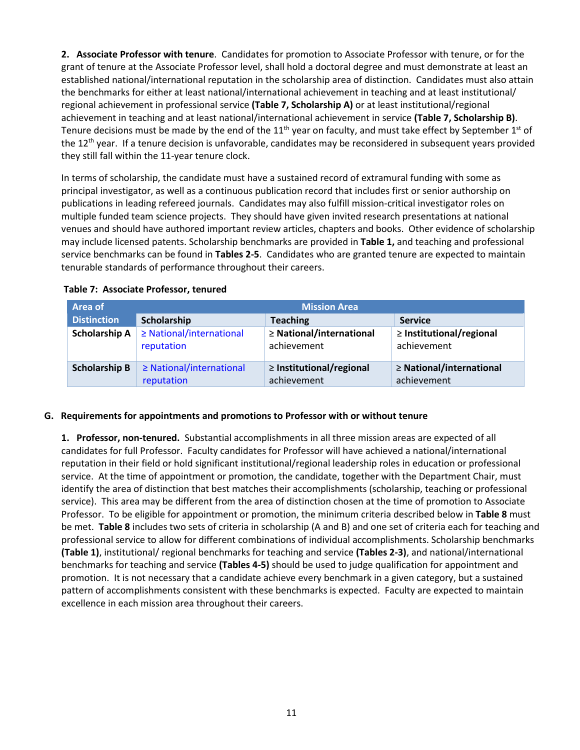**2. Associate Professor with tenure**. Candidates for promotion to Associate Professor with tenure, or for the grant of tenure at the Associate Professor level, shall hold a doctoral degree and must demonstrate at least an established national/international reputation in the scholarship area of distinction. Candidates must also attain the benchmarks for either at least national/international achievement in teaching and at least institutional/ regional achievement in professional service **(Table 7, Scholarship A)** or at least institutional/regional achievement in teaching and at least national/international achievement in service **(Table 7, Scholarship B)**. Tenure decisions must be made by the end of the 11th year on faculty, and must take effect by September 1st of the 12th year. If a tenure decision is unfavorable, candidates may be reconsidered in subsequent years provided they still fall within the 11-year tenure clock.

In terms of scholarship, the candidate must have a sustained record of extramural funding with some as principal investigator, as well as a continuous publication record that includes first or senior authorship on publications in leading refereed journals. Candidates may also fulfill mission-critical investigator roles on multiple funded team science projects. They should have given invited research presentations at national venues and should have authored important review articles, chapters and books. Other evidence of scholarship may include licensed patents. Scholarship benchmarks are provided in **Table 1,** and teaching and professional service benchmarks can be found in **Tables 2-5**. Candidates who are granted tenure are expected to maintain tenurable standards of performance throughout their careers.

**Table 7: Associate Professor, tenured**

| Area of Distinction | Mission Area | | |
|---|---|---|---|
| | Scholarship | Teaching | Service |
| **Scholarship A** | ≥ National/international reputation | **≥ National/international** achievement | **≥ Institutional/regional** achievement |
| **Scholarship B** | ≥ National/international reputation | **≥ Institutional/regional** achievement | **≥ National/international** achievement |

### G. Requirements for appointments and promotions to Professor with or without tenure

**1. Professor, non-tenured.** Substantial accomplishments in all three mission areas are expected of all candidates for full Professor. Faculty candidates for Professor will have achieved a national/international reputation in their field or hold significant institutional/regional leadership roles in education or professional service. At the time of appointment or promotion, the candidate, together with the Department Chair, must identify the area of distinction that best matches their accomplishments (scholarship, teaching or professional service). This area may be different from the area of distinction chosen at the time of promotion to Associate Professor. To be eligible for appointment or promotion, the minimum criteria described below in **Table 8** must be met. **Table 8** includes two sets of criteria in scholarship (A and B) and one set of criteria each for teaching and professional service to allow for different combinations of individual accomplishments. Scholarship benchmarks **(Table 1)**, institutional/ regional benchmarks for teaching and service **(Tables 2-3)**, and national/international benchmarks for teaching and service **(Tables 4-5)** should be used to judge qualification for appointment and promotion. It is not necessary that a candidate achieve every benchmark in a given category, but a sustained pattern of accomplishments consistent with these benchmarks is expected. Faculty are expected to maintain excellence in each mission area throughout their careers.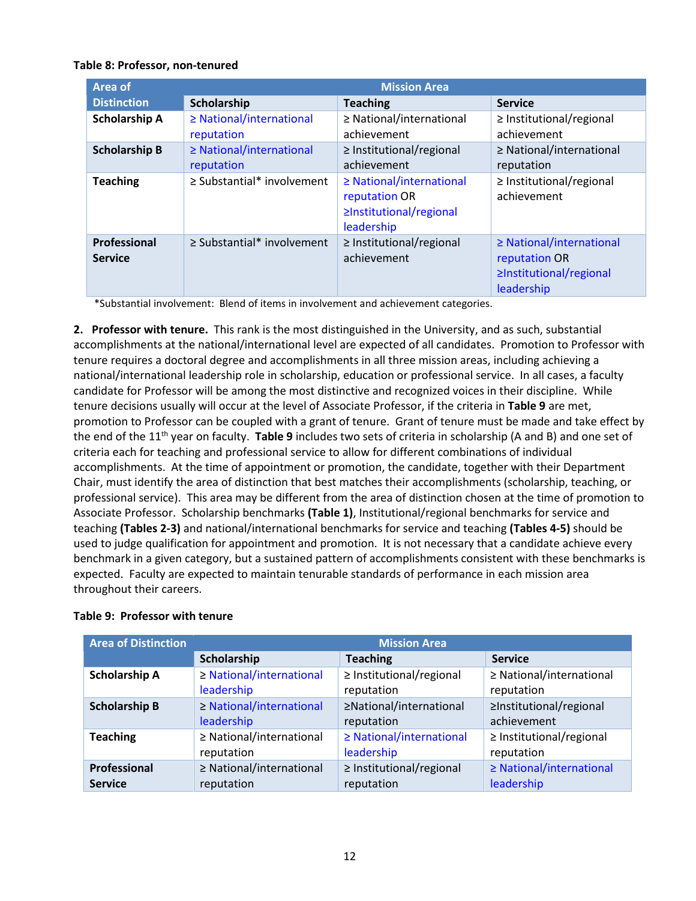**Table 8: Professor, non-tenured**

| Area of Distinction | Mission Area | | |
|---|---|---|---|
| | Scholarship | Teaching | Service |
| **Scholarship A** | ≥ National/international reputation | ≥ National/international achievement | ≥ Institutional/regional achievement |
| **Scholarship B** | ≥ National/international reputation | ≥ Institutional/regional achievement | ≥ National/international reputation |
| **Teaching** | ≥ Substantial* involvement | ≥ National/international reputation OR ≥Institutional/regional leadership | ≥ Institutional/regional achievement |
| **Professional Service** | ≥ Substantial* involvement | ≥ Institutional/regional achievement | ≥ National/international reputation OR ≥Institutional/regional leadership |

*Substantial involvement: Blend of items in involvement and achievement categories.

**2. Professor with tenure.** This rank is the most distinguished in the University, and as such, substantial accomplishments at the national/international level are expected of all candidates. Promotion to Professor with tenure requires a doctoral degree and accomplishments in all three mission areas, including achieving a national/international leadership role in scholarship, education or professional service. In all cases, a faculty candidate for Professor will be among the most distinctive and recognized voices in their discipline. While tenure decisions usually will occur at the level of Associate Professor, if the criteria in **Table 9** are met, promotion to Professor can be coupled with a grant of tenure. Grant of tenure must be made and take effect by the end of the 11th year on faculty. **Table 9** includes two sets of criteria in scholarship (A and B) and one set of criteria each for teaching and professional service to allow for different combinations of individual accomplishments. At the time of appointment or promotion, the candidate, together with their Department Chair, must identify the area of distinction that best matches their accomplishments (scholarship, teaching, or professional service). This area may be different from the area of distinction chosen at the time of promotion to Associate Professor. Scholarship benchmarks **(Table 1)**, Institutional/regional benchmarks for service and teaching **(Tables 2-3)** and national/international benchmarks for service and teaching **(Tables 4-5)** should be used to judge qualification for appointment and promotion. It is not necessary that a candidate achieve every benchmark in a given category, but a sustained pattern of accomplishments consistent with these benchmarks is expected. Faculty are expected to maintain tenurable standards of performance in each mission area throughout their careers.

**Table 9: Professor with tenure**

| Area of Distinction | Mission Area | | |
|---|---|---|---|
| | Scholarship | Teaching | Service |
| **Scholarship A** | ≥ National/international leadership | ≥ Institutional/regional reputation | ≥ National/international reputation |
| **Scholarship B** | ≥ National/international leadership | ≥National/international reputation | ≥Institutional/regional achievement |
| **Teaching** | ≥ National/international reputation | ≥ National/international leadership | ≥ Institutional/regional reputation |
| **Professional Service** | ≥ National/international reputation | ≥ Institutional/regional reputation | ≥ National/international leadership |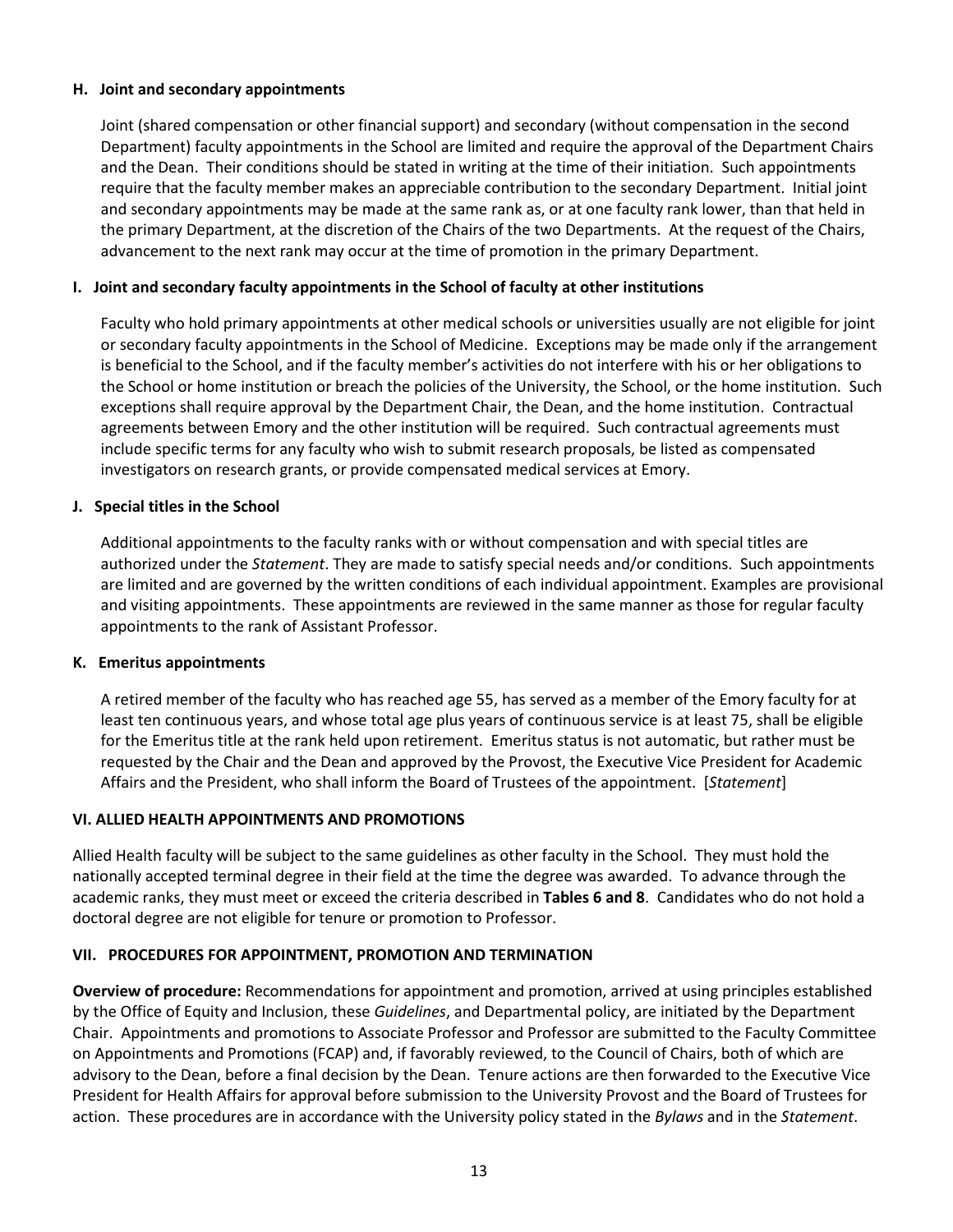### H. Joint and secondary appointments

Joint (shared compensation or other financial support) and secondary (without compensation in the second Department) faculty appointments in the School are limited and require the approval of the Department Chairs and the Dean. Their conditions should be stated in writing at the time of their initiation. Such appointments require that the faculty member makes an appreciable contribution to the secondary Department. Initial joint and secondary appointments may be made at the same rank as, or at one faculty rank lower, than that held in the primary Department, at the discretion of the Chairs of the two Departments. At the request of the Chairs, advancement to the next rank may occur at the time of promotion in the primary Department.

### I. Joint and secondary faculty appointments in the School of faculty at other institutions

Faculty who hold primary appointments at other medical schools or universities usually are not eligible for joint or secondary faculty appointments in the School of Medicine. Exceptions may be made only if the arrangement is beneficial to the School, and if the faculty member's activities do not interfere with his or her obligations to the School or home institution or breach the policies of the University, the School, or the home institution. Such exceptions shall require approval by the Department Chair, the Dean, and the home institution. Contractual agreements between Emory and the other institution will be required. Such contractual agreements must include specific terms for any faculty who wish to submit research proposals, be listed as compensated investigators on research grants, or provide compensated medical services at Emory.

### J. Special titles in the School

Additional appointments to the faculty ranks with or without compensation and with special titles are authorized under the *Statement*. They are made to satisfy special needs and/or conditions. Such appointments are limited and are governed by the written conditions of each individual appointment. Examples are provisional and visiting appointments. These appointments are reviewed in the same manner as those for regular faculty appointments to the rank of Assistant Professor.

### K. Emeritus appointments

A retired member of the faculty who has reached age 55, has served as a member of the Emory faculty for at least ten continuous years, and whose total age plus years of continuous service is at least 75, shall be eligible for the Emeritus title at the rank held upon retirement. Emeritus status is not automatic, but rather must be requested by the Chair and the Dean and approved by the Provost, the Executive Vice President for Academic Affairs and the President, who shall inform the Board of Trustees of the appointment. [*Statement*]

## VI. ALLIED HEALTH APPOINTMENTS AND PROMOTIONS

Allied Health faculty will be subject to the same guidelines as other faculty in the School. They must hold the nationally accepted terminal degree in their field at the time the degree was awarded. To advance through the academic ranks, they must meet or exceed the criteria described in **Tables 6 and 8**. Candidates who do not hold a doctoral degree are not eligible for tenure or promotion to Professor.

## VII. PROCEDURES FOR APPOINTMENT, PROMOTION AND TERMINATION

**Overview of procedure:** Recommendations for appointment and promotion, arrived at using principles established by the Office of Equity and Inclusion, these *Guidelines*, and Departmental policy, are initiated by the Department Chair. Appointments and promotions to Associate Professor and Professor are submitted to the Faculty Committee on Appointments and Promotions (FCAP) and, if favorably reviewed, to the Council of Chairs, both of which are advisory to the Dean, before a final decision by the Dean. Tenure actions are then forwarded to the Executive Vice President for Health Affairs for approval before submission to the University Provost and the Board of Trustees for action. These procedures are in accordance with the University policy stated in the *Bylaws* and in the *Statement*.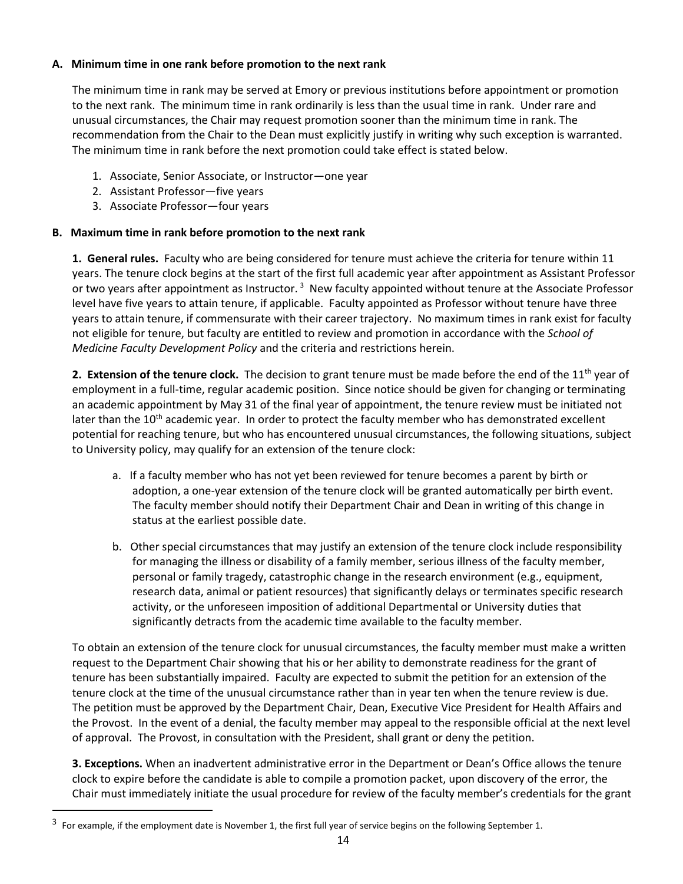### A. Minimum time in one rank before promotion to the next rank

The minimum time in rank may be served at Emory or previous institutions before appointment or promotion to the next rank. The minimum time in rank ordinarily is less than the usual time in rank. Under rare and unusual circumstances, the Chair may request promotion sooner than the minimum time in rank. The recommendation from the Chair to the Dean must explicitly justify in writing why such exception is warranted. The minimum time in rank before the next promotion could take effect is stated below.

1. Associate, Senior Associate, or Instructor—one year
2. Assistant Professor—five years
3. Associate Professor—four years

### B. Maximum time in rank before promotion to the next rank

**1. General rules.** Faculty who are being considered for tenure must achieve the criteria for tenure within 11 years. The tenure clock begins at the start of the first full academic year after appointment as Assistant Professor or two years after appointment as Instructor.[3] New faculty appointed without tenure at the Associate Professor level have five years to attain tenure, if applicable. Faculty appointed as Professor without tenure have three years to attain tenure, if commensurate with their career trajectory. No maximum times in rank exist for faculty not eligible for tenure, but faculty are entitled to review and promotion in accordance with the *School of Medicine Faculty Development Policy* and the criteria and restrictions herein.

**2. Extension of the tenure clock.** The decision to grant tenure must be made before the end of the 11th year of employment in a full-time, regular academic position. Since notice should be given for changing or terminating an academic appointment by May 31 of the final year of appointment, the tenure review must be initiated not later than the 10th academic year. In order to protect the faculty member who has demonstrated excellent potential for reaching tenure, but who has encountered unusual circumstances, the following situations, subject to University policy, may qualify for an extension of the tenure clock:

a. If a faculty member who has not yet been reviewed for tenure becomes a parent by birth or adoption, a one-year extension of the tenure clock will be granted automatically per birth event. The faculty member should notify their Department Chair and Dean in writing of this change in status at the earliest possible date.

b. Other special circumstances that may justify an extension of the tenure clock include responsibility for managing the illness or disability of a family member, serious illness of the faculty member, personal or family tragedy, catastrophic change in the research environment (e.g., equipment, research data, animal or patient resources) that significantly delays or terminates specific research activity, or the unforeseen imposition of additional Departmental or University duties that significantly detracts from the academic time available to the faculty member.

To obtain an extension of the tenure clock for unusual circumstances, the faculty member must make a written request to the Department Chair showing that his or her ability to demonstrate readiness for the grant of tenure has been substantially impaired. Faculty are expected to submit the petition for an extension of the tenure clock at the time of the unusual circumstance rather than in year ten when the tenure review is due. The petition must be approved by the Department Chair, Dean, Executive Vice President for Health Affairs and the Provost. In the event of a denial, the faculty member may appeal to the responsible official at the next level of approval. The Provost, in consultation with the President, shall grant or deny the petition.

**3. Exceptions.** When an inadvertent administrative error in the Department or Dean's Office allows the tenure clock to expire before the candidate is able to compile a promotion packet, upon discovery of the error, the Chair must immediately initiate the usual procedure for review of the faculty member's credentials for the grant

---

[3] For example, if the employment date is November 1, the first full year of service begins on the following September 1.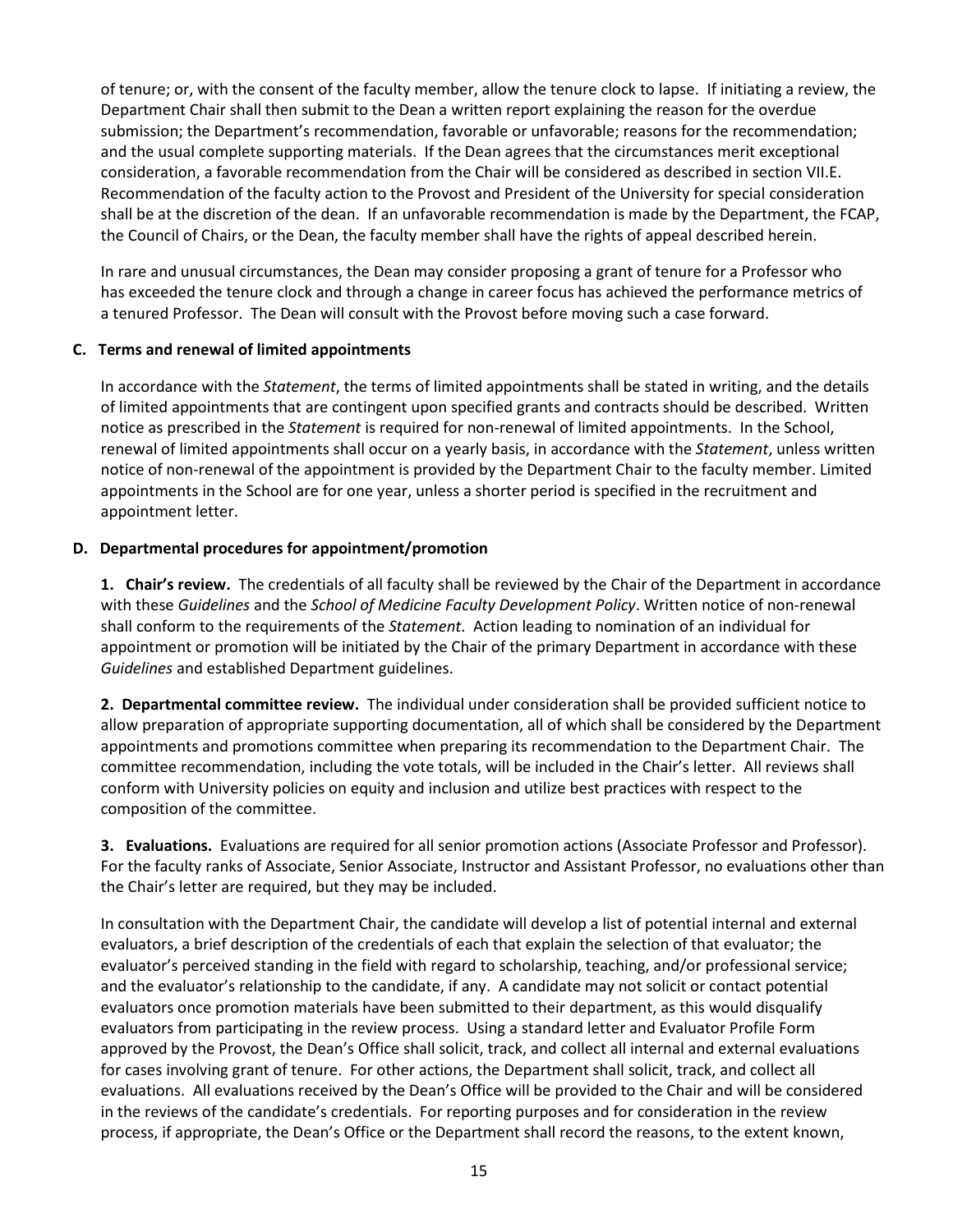of tenure; or, with the consent of the faculty member, allow the tenure clock to lapse. If initiating a review, the Department Chair shall then submit to the Dean a written report explaining the reason for the overdue submission; the Department's recommendation, favorable or unfavorable; reasons for the recommendation; and the usual complete supporting materials. If the Dean agrees that the circumstances merit exceptional consideration, a favorable recommendation from the Chair will be considered as described in section VII.E. Recommendation of the faculty action to the Provost and President of the University for special consideration shall be at the discretion of the dean. If an unfavorable recommendation is made by the Department, the FCAP, the Council of Chairs, or the Dean, the faculty member shall have the rights of appeal described herein.

In rare and unusual circumstances, the Dean may consider proposing a grant of tenure for a Professor who has exceeded the tenure clock and through a change in career focus has achieved the performance metrics of a tenured Professor. The Dean will consult with the Provost before moving such a case forward.

### C. Terms and renewal of limited appointments

In accordance with the *Statement*, the terms of limited appointments shall be stated in writing, and the details of limited appointments that are contingent upon specified grants and contracts should be described. Written notice as prescribed in the *Statement* is required for non-renewal of limited appointments. In the School, renewal of limited appointments shall occur on a yearly basis, in accordance with the *Statement*, unless written notice of non-renewal of the appointment is provided by the Department Chair to the faculty member. Limited appointments in the School are for one year, unless a shorter period is specified in the recruitment and appointment letter.

### D. Departmental procedures for appointment/promotion

**1. Chair's review.** The credentials of all faculty shall be reviewed by the Chair of the Department in accordance with these *Guidelines* and the *School of Medicine Faculty Development Policy*. Written notice of non-renewal shall conform to the requirements of the *Statement*. Action leading to nomination of an individual for appointment or promotion will be initiated by the Chair of the primary Department in accordance with these *Guidelines* and established Department guidelines.

**2. Departmental committee review.** The individual under consideration shall be provided sufficient notice to allow preparation of appropriate supporting documentation, all of which shall be considered by the Department appointments and promotions committee when preparing its recommendation to the Department Chair. The committee recommendation, including the vote totals, will be included in the Chair's letter. All reviews shall conform with University policies on equity and inclusion and utilize best practices with respect to the composition of the committee.

**3. Evaluations.** Evaluations are required for all senior promotion actions (Associate Professor and Professor). For the faculty ranks of Associate, Senior Associate, Instructor and Assistant Professor, no evaluations other than the Chair's letter are required, but they may be included.

In consultation with the Department Chair, the candidate will develop a list of potential internal and external evaluators, a brief description of the credentials of each that explain the selection of that evaluator; the evaluator's perceived standing in the field with regard to scholarship, teaching, and/or professional service; and the evaluator's relationship to the candidate, if any. A candidate may not solicit or contact potential evaluators once promotion materials have been submitted to their department, as this would disqualify evaluators from participating in the review process. Using a standard letter and Evaluator Profile Form approved by the Provost, the Dean's Office shall solicit, track, and collect all internal and external evaluations for cases involving grant of tenure. For other actions, the Department shall solicit, track, and collect all evaluations. All evaluations received by the Dean's Office will be provided to the Chair and will be considered in the reviews of the candidate's credentials. For reporting purposes and for consideration in the review process, if appropriate, the Dean's Office or the Department shall record the reasons, to the extent known,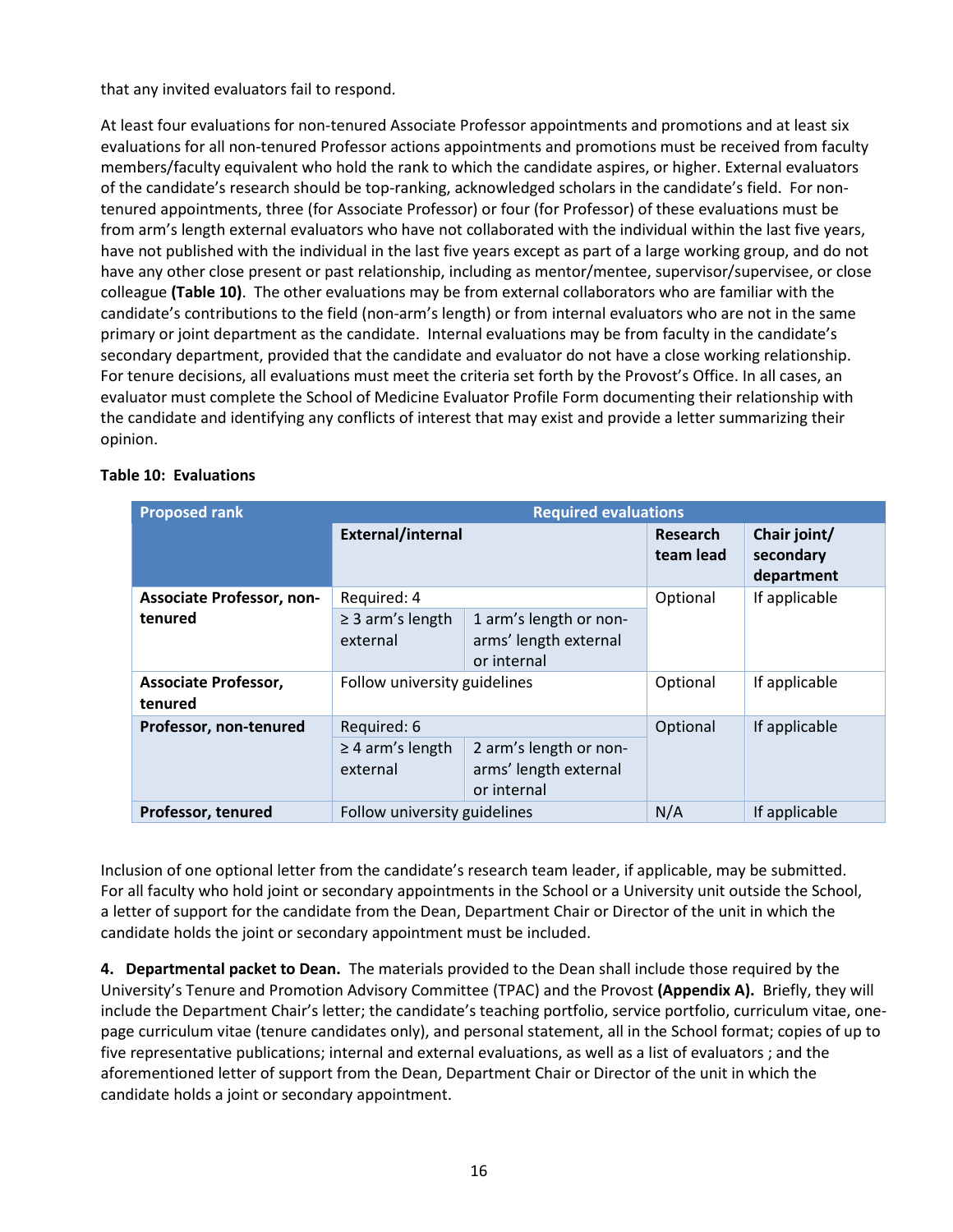that any invited evaluators fail to respond.

At least four evaluations for non-tenured Associate Professor appointments and promotions and at least six evaluations for all non-tenured Professor actions appointments and promotions must be received from faculty members/faculty equivalent who hold the rank to which the candidate aspires, or higher. External evaluators of the candidate's research should be top-ranking, acknowledged scholars in the candidate's field. For non-tenured appointments, three (for Associate Professor) or four (for Professor) of these evaluations must be from arm's length external evaluators who have not collaborated with the individual within the last five years, have not published with the individual in the last five years except as part of a large working group, and do not have any other close present or past relationship, including as mentor/mentee, supervisor/supervisee, or close colleague **(Table 10)**. The other evaluations may be from external collaborators who are familiar with the candidate's contributions to the field (non-arm's length) or from internal evaluators who are not in the same primary or joint department as the candidate. Internal evaluations may be from faculty in the candidate's secondary department, provided that the candidate and evaluator do not have a close working relationship. For tenure decisions, all evaluations must meet the criteria set forth by the Provost's Office. In all cases, an evaluator must complete the School of Medicine Evaluator Profile Form documenting their relationship with the candidate and identifying any conflicts of interest that may exist and provide a letter summarizing their opinion.

**Table 10: Evaluations**

| Proposed rank | Required evaluations | | | |
|---|---|---|---|---|
| | External/internal | | Research team lead | Chair joint/ secondary department |
| **Associate Professor, non-tenured** | Required: 4 | | Optional | If applicable |
| | ≥ 3 arm's length external | 1 arm's length or non-arms' length external or internal | | |
| **Associate Professor, tenured** | Follow university guidelines | | Optional | If applicable |
| **Professor, non-tenured** | Required: 6 | | Optional | If applicable |
| | ≥ 4 arm's length external | 2 arm's length or non-arms' length external or internal | | |
| **Professor, tenured** | Follow university guidelines | | N/A | If applicable |

Inclusion of one optional letter from the candidate's research team leader, if applicable, may be submitted. For all faculty who hold joint or secondary appointments in the School or a University unit outside the School, a letter of support for the candidate from the Dean, Department Chair or Director of the unit in which the candidate holds the joint or secondary appointment must be included.

**4. Departmental packet to Dean.** The materials provided to the Dean shall include those required by the University's Tenure and Promotion Advisory Committee (TPAC) and the Provost **(Appendix A).** Briefly, they will include the Department Chair's letter; the candidate's teaching portfolio, service portfolio, curriculum vitae, one-page curriculum vitae (tenure candidates only), and personal statement, all in the School format; copies of up to five representative publications; internal and external evaluations, as well as a list of evaluators ; and the aforementioned letter of support from the Dean, Department Chair or Director of the unit in which the candidate holds a joint or secondary appointment.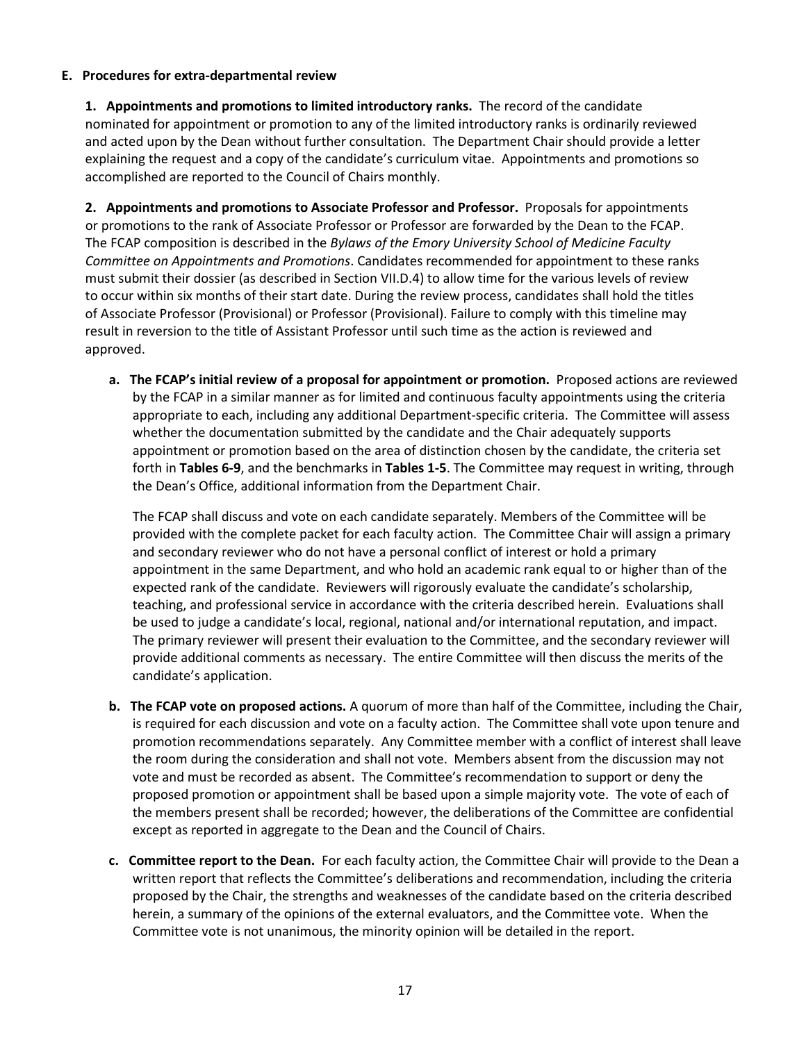**E. Procedures for extra-departmental review**

**1. Appointments and promotions to limited introductory ranks.** The record of the candidate nominated for appointment or promotion to any of the limited introductory ranks is ordinarily reviewed and acted upon by the Dean without further consultation. The Department Chair should provide a letter explaining the request and a copy of the candidate's curriculum vitae. Appointments and promotions so accomplished are reported to the Council of Chairs monthly.

**2. Appointments and promotions to Associate Professor and Professor.** Proposals for appointments or promotions to the rank of Associate Professor or Professor are forwarded by the Dean to the FCAP. The FCAP composition is described in the *Bylaws of the Emory University School of Medicine Faculty Committee on Appointments and Promotions*. Candidates recommended for appointment to these ranks must submit their dossier (as described in Section VII.D.4) to allow time for the various levels of review to occur within six months of their start date. During the review process, candidates shall hold the titles of Associate Professor (Provisional) or Professor (Provisional). Failure to comply with this timeline may result in reversion to the title of Assistant Professor until such time as the action is reviewed and approved.

a. **The FCAP's initial review of a proposal for appointment or promotion.** Proposed actions are reviewed by the FCAP in a similar manner as for limited and continuous faculty appointments using the criteria appropriate to each, including any additional Department-specific criteria. The Committee will assess whether the documentation submitted by the candidate and the Chair adequately supports appointment or promotion based on the area of distinction chosen by the candidate, the criteria set forth in **Tables 6-9**, and the benchmarks in **Tables 1-5**. The Committee may request in writing, through the Dean's Office, additional information from the Department Chair.

   The FCAP shall discuss and vote on each candidate separately. Members of the Committee will be provided with the complete packet for each faculty action. The Committee Chair will assign a primary and secondary reviewer who do not have a personal conflict of interest or hold a primary appointment in the same Department, and who hold an academic rank equal to or higher than of the expected rank of the candidate. Reviewers will rigorously evaluate the candidate's scholarship, teaching, and professional service in accordance with the criteria described herein. Evaluations shall be used to judge a candidate's local, regional, national and/or international reputation, and impact. The primary reviewer will present their evaluation to the Committee, and the secondary reviewer will provide additional comments as necessary. The entire Committee will then discuss the merits of the candidate's application.

b. **The FCAP vote on proposed actions.** A quorum of more than half of the Committee, including the Chair, is required for each discussion and vote on a faculty action. The Committee shall vote upon tenure and promotion recommendations separately. Any Committee member with a conflict of interest shall leave the room during the consideration and shall not vote. Members absent from the discussion may not vote and must be recorded as absent. The Committee's recommendation to support or deny the proposed promotion or appointment shall be based upon a simple majority vote. The vote of each of the members present shall be recorded; however, the deliberations of the Committee are confidential except as reported in aggregate to the Dean and the Council of Chairs.

c. **Committee report to the Dean.** For each faculty action, the Committee Chair will provide to the Dean a written report that reflects the Committee's deliberations and recommendation, including the criteria proposed by the Chair, the strengths and weaknesses of the candidate based on the criteria described herein, a summary of the opinions of the external evaluators, and the Committee vote. When the Committee vote is not unanimous, the minority opinion will be detailed in the report.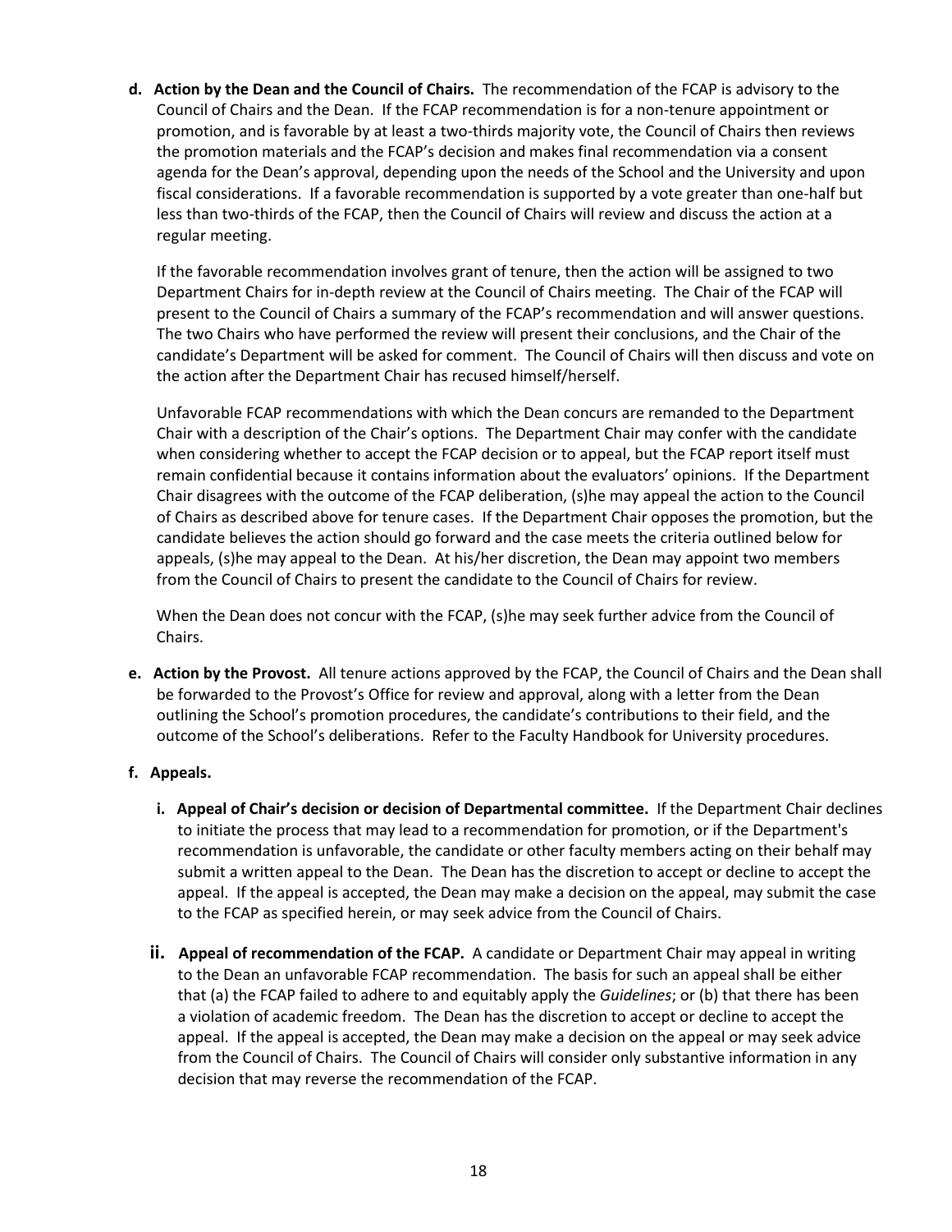**d. Action by the Dean and the Council of Chairs.** The recommendation of the FCAP is advisory to the Council of Chairs and the Dean. If the FCAP recommendation is for a non-tenure appointment or promotion, and is favorable by at least a two-thirds majority vote, the Council of Chairs then reviews the promotion materials and the FCAP's decision and makes final recommendation via a consent agenda for the Dean's approval, depending upon the needs of the School and the University and upon fiscal considerations. If a favorable recommendation is supported by a vote greater than one-half but less than two-thirds of the FCAP, then the Council of Chairs will review and discuss the action at a regular meeting.

If the favorable recommendation involves grant of tenure, then the action will be assigned to two Department Chairs for in-depth review at the Council of Chairs meeting. The Chair of the FCAP will present to the Council of Chairs a summary of the FCAP's recommendation and will answer questions. The two Chairs who have performed the review will present their conclusions, and the Chair of the candidate's Department will be asked for comment. The Council of Chairs will then discuss and vote on the action after the Department Chair has recused himself/herself.

Unfavorable FCAP recommendations with which the Dean concurs are remanded to the Department Chair with a description of the Chair's options. The Department Chair may confer with the candidate when considering whether to accept the FCAP decision or to appeal, but the FCAP report itself must remain confidential because it contains information about the evaluators' opinions. If the Department Chair disagrees with the outcome of the FCAP deliberation, (s)he may appeal the action to the Council of Chairs as described above for tenure cases. If the Department Chair opposes the promotion, but the candidate believes the action should go forward and the case meets the criteria outlined below for appeals, (s)he may appeal to the Dean. At his/her discretion, the Dean may appoint two members from the Council of Chairs to present the candidate to the Council of Chairs for review.

When the Dean does not concur with the FCAP, (s)he may seek further advice from the Council of Chairs.

**e. Action by the Provost.** All tenure actions approved by the FCAP, the Council of Chairs and the Dean shall be forwarded to the Provost's Office for review and approval, along with a letter from the Dean outlining the School's promotion procedures, the candidate's contributions to their field, and the outcome of the School's deliberations. Refer to the Faculty Handbook for University procedures.

**f. Appeals.**

**i. Appeal of Chair's decision or decision of Departmental committee.** If the Department Chair declines to initiate the process that may lead to a recommendation for promotion, or if the Department's recommendation is unfavorable, the candidate or other faculty members acting on their behalf may submit a written appeal to the Dean. The Dean has the discretion to accept or decline to accept the appeal. If the appeal is accepted, the Dean may make a decision on the appeal, may submit the case to the FCAP as specified herein, or may seek advice from the Council of Chairs.

**ii. Appeal of recommendation of the FCAP.** A candidate or Department Chair may appeal in writing to the Dean an unfavorable FCAP recommendation. The basis for such an appeal shall be either that (a) the FCAP failed to adhere to and equitably apply the *Guidelines*; or (b) that there has been a violation of academic freedom. The Dean has the discretion to accept or decline to accept the appeal. If the appeal is accepted, the Dean may make a decision on the appeal or may seek advice from the Council of Chairs. The Council of Chairs will consider only substantive information in any decision that may reverse the recommendation of the FCAP.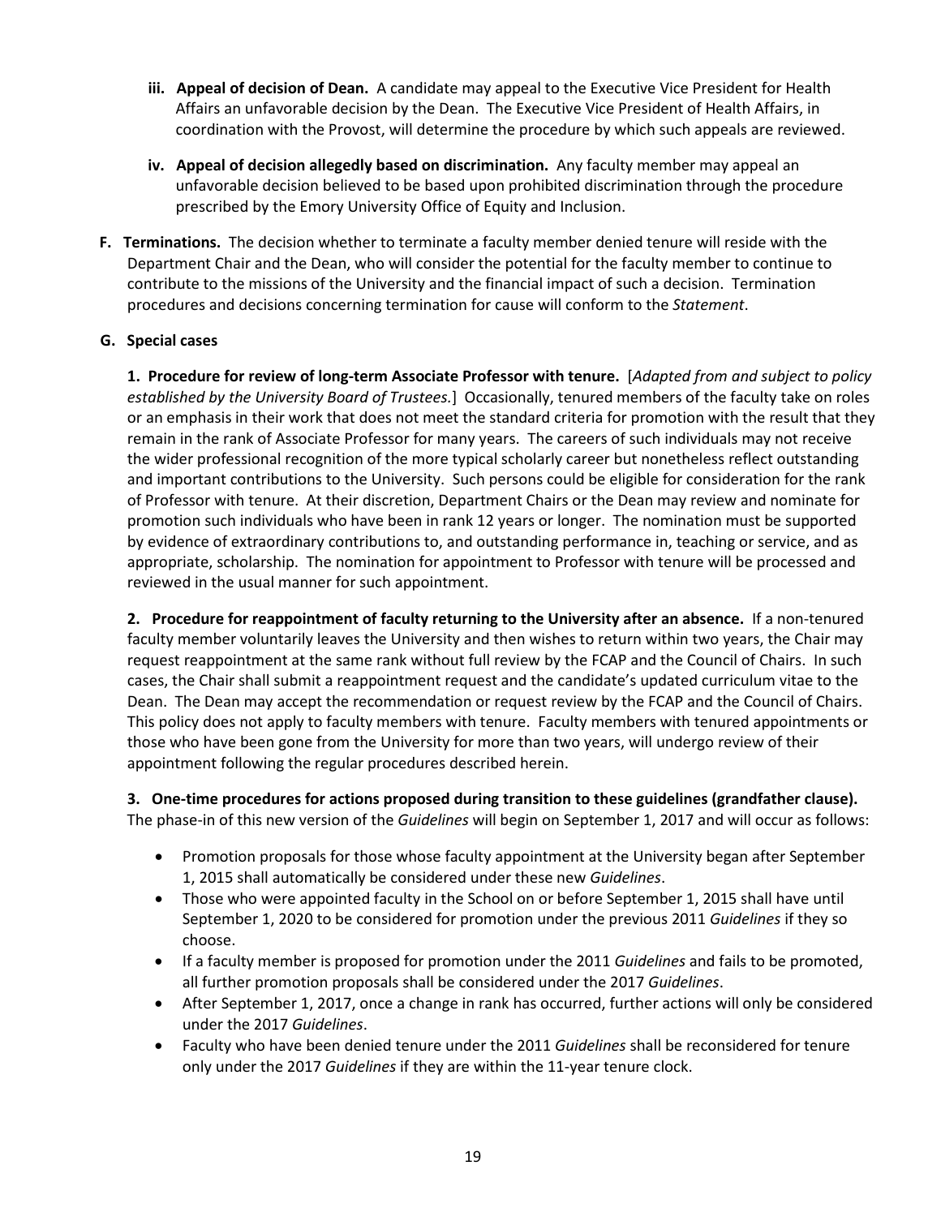- **iii. Appeal of decision of Dean.** A candidate may appeal to the Executive Vice President for Health Affairs an unfavorable decision by the Dean. The Executive Vice President of Health Affairs, in coordination with the Provost, will determine the procedure by which such appeals are reviewed.

- **iv. Appeal of decision allegedly based on discrimination.** Any faculty member may appeal an unfavorable decision believed to be based upon prohibited discrimination through the procedure prescribed by the Emory University Office of Equity and Inclusion.

**F. Terminations.** The decision whether to terminate a faculty member denied tenure will reside with the Department Chair and the Dean, who will consider the potential for the faculty member to continue to contribute to the missions of the University and the financial impact of such a decision. Termination procedures and decisions concerning termination for cause will conform to the *Statement*.

**G. Special cases**

**1. Procedure for review of long-term Associate Professor with tenure.** [*Adapted from and subject to policy established by the University Board of Trustees.*] Occasionally, tenured members of the faculty take on roles or an emphasis in their work that does not meet the standard criteria for promotion with the result that they remain in the rank of Associate Professor for many years. The careers of such individuals may not receive the wider professional recognition of the more typical scholarly career but nonetheless reflect outstanding and important contributions to the University. Such persons could be eligible for consideration for the rank of Professor with tenure. At their discretion, Department Chairs or the Dean may review and nominate for promotion such individuals who have been in rank 12 years or longer. The nomination must be supported by evidence of extraordinary contributions to, and outstanding performance in, teaching or service, and as appropriate, scholarship. The nomination for appointment to Professor with tenure will be processed and reviewed in the usual manner for such appointment.

**2. Procedure for reappointment of faculty returning to the University after an absence.** If a non-tenured faculty member voluntarily leaves the University and then wishes to return within two years, the Chair may request reappointment at the same rank without full review by the FCAP and the Council of Chairs. In such cases, the Chair shall submit a reappointment request and the candidate's updated curriculum vitae to the Dean. The Dean may accept the recommendation or request review by the FCAP and the Council of Chairs. This policy does not apply to faculty members with tenure. Faculty members with tenured appointments or those who have been gone from the University for more than two years, will undergo review of their appointment following the regular procedures described herein.

**3. One-time procedures for actions proposed during transition to these guidelines (grandfather clause).** The phase-in of this new version of the *Guidelines* will begin on September 1, 2017 and will occur as follows:

- Promotion proposals for those whose faculty appointment at the University began after September 1, 2015 shall automatically be considered under these new *Guidelines*.
- Those who were appointed faculty in the School on or before September 1, 2015 shall have until September 1, 2020 to be considered for promotion under the previous 2011 *Guidelines* if they so choose.
- If a faculty member is proposed for promotion under the 2011 *Guidelines* and fails to be promoted, all further promotion proposals shall be considered under the 2017 *Guidelines*.
- After September 1, 2017, once a change in rank has occurred, further actions will only be considered under the 2017 *Guidelines*.
- Faculty who have been denied tenure under the 2011 *Guidelines* shall be reconsidered for tenure only under the 2017 *Guidelines* if they are within the 11-year tenure clock.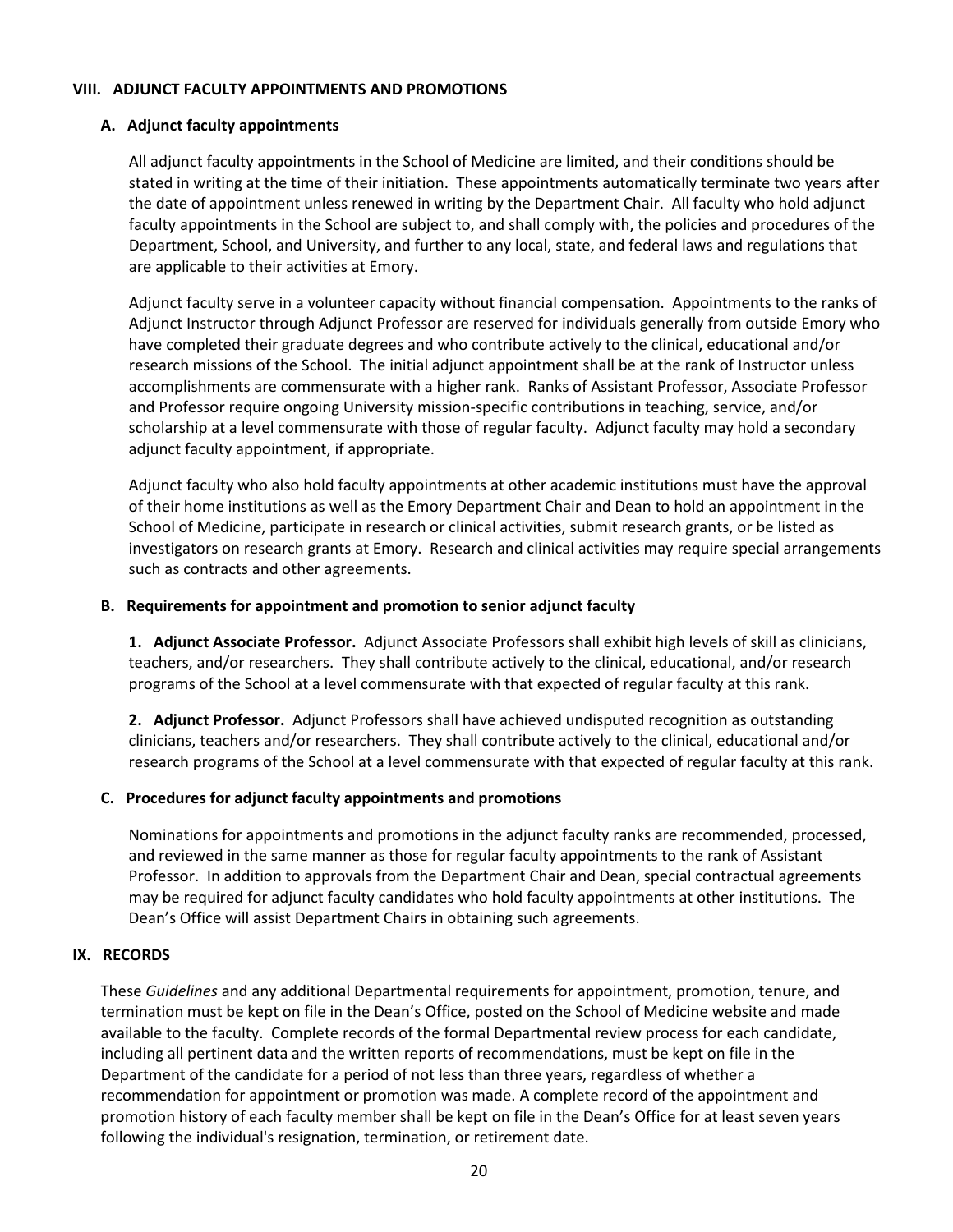## VIII. ADJUNCT FACULTY APPOINTMENTS AND PROMOTIONS

### A. Adjunct faculty appointments

All adjunct faculty appointments in the School of Medicine are limited, and their conditions should be stated in writing at the time of their initiation. These appointments automatically terminate two years after the date of appointment unless renewed in writing by the Department Chair. All faculty who hold adjunct faculty appointments in the School are subject to, and shall comply with, the policies and procedures of the Department, School, and University, and further to any local, state, and federal laws and regulations that are applicable to their activities at Emory.

Adjunct faculty serve in a volunteer capacity without financial compensation. Appointments to the ranks of Adjunct Instructor through Adjunct Professor are reserved for individuals generally from outside Emory who have completed their graduate degrees and who contribute actively to the clinical, educational and/or research missions of the School. The initial adjunct appointment shall be at the rank of Instructor unless accomplishments are commensurate with a higher rank. Ranks of Assistant Professor, Associate Professor and Professor require ongoing University mission-specific contributions in teaching, service, and/or scholarship at a level commensurate with those of regular faculty. Adjunct faculty may hold a secondary adjunct faculty appointment, if appropriate.

Adjunct faculty who also hold faculty appointments at other academic institutions must have the approval of their home institutions as well as the Emory Department Chair and Dean to hold an appointment in the School of Medicine, participate in research or clinical activities, submit research grants, or be listed as investigators on research grants at Emory. Research and clinical activities may require special arrangements such as contracts and other agreements.

### B. Requirements for appointment and promotion to senior adjunct faculty

**1. Adjunct Associate Professor.** Adjunct Associate Professors shall exhibit high levels of skill as clinicians, teachers, and/or researchers. They shall contribute actively to the clinical, educational, and/or research programs of the School at a level commensurate with that expected of regular faculty at this rank.

**2. Adjunct Professor.** Adjunct Professors shall have achieved undisputed recognition as outstanding clinicians, teachers and/or researchers. They shall contribute actively to the clinical, educational and/or research programs of the School at a level commensurate with that expected of regular faculty at this rank.

### C. Procedures for adjunct faculty appointments and promotions

Nominations for appointments and promotions in the adjunct faculty ranks are recommended, processed, and reviewed in the same manner as those for regular faculty appointments to the rank of Assistant Professor. In addition to approvals from the Department Chair and Dean, special contractual agreements may be required for adjunct faculty candidates who hold faculty appointments at other institutions. The Dean's Office will assist Department Chairs in obtaining such agreements.

## IX. RECORDS

These *Guidelines* and any additional Departmental requirements for appointment, promotion, tenure, and termination must be kept on file in the Dean's Office, posted on the School of Medicine website and made available to the faculty. Complete records of the formal Departmental review process for each candidate, including all pertinent data and the written reports of recommendations, must be kept on file in the Department of the candidate for a period of not less than three years, regardless of whether a recommendation for appointment or promotion was made. A complete record of the appointment and promotion history of each faculty member shall be kept on file in the Dean's Office for at least seven years following the individual's resignation, termination, or retirement date.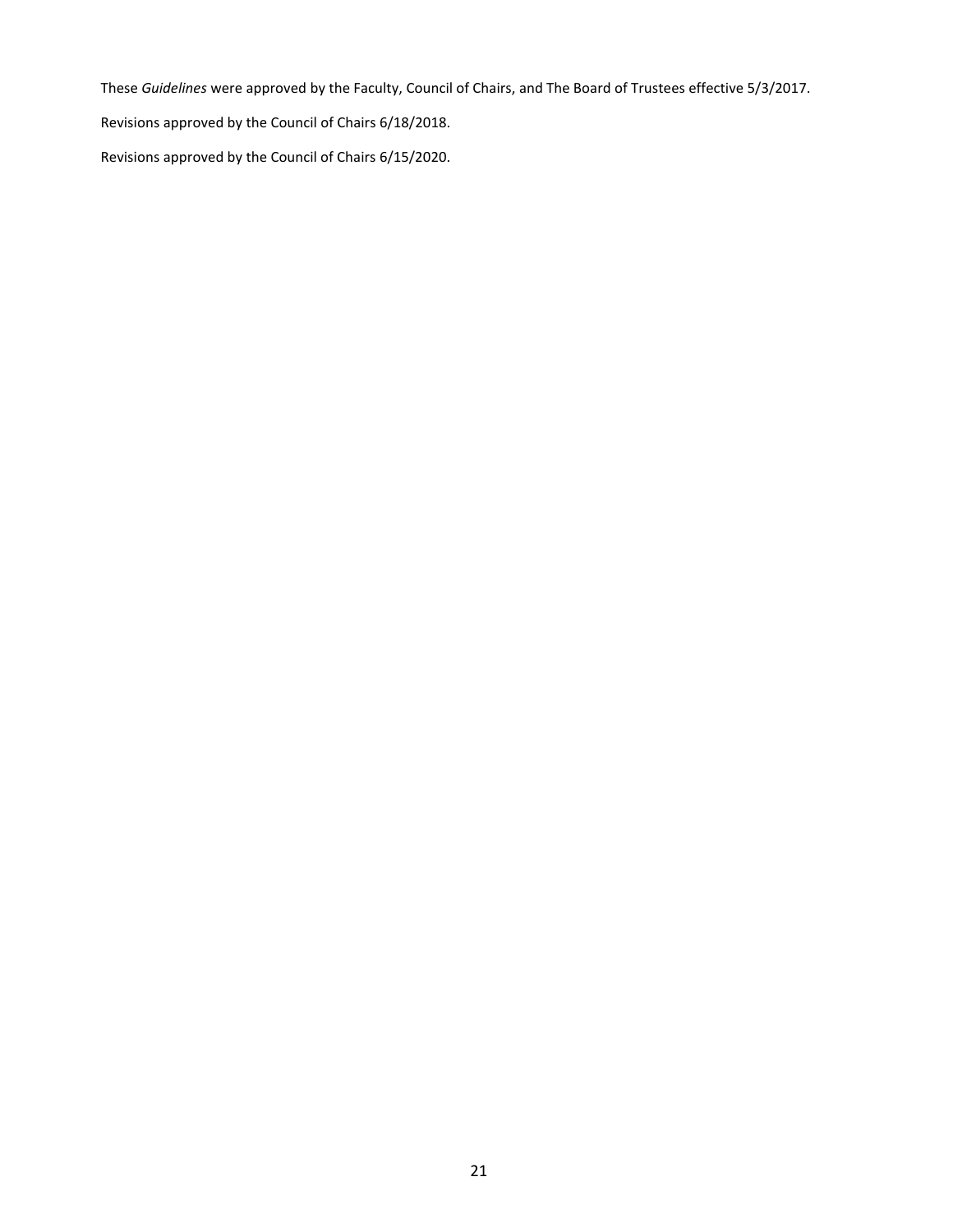These *Guidelines* were approved by the Faculty, Council of Chairs, and The Board of Trustees effective 5/3/2017.

Revisions approved by the Council of Chairs 6/18/2018.

Revisions approved by the Council of Chairs 6/15/2020.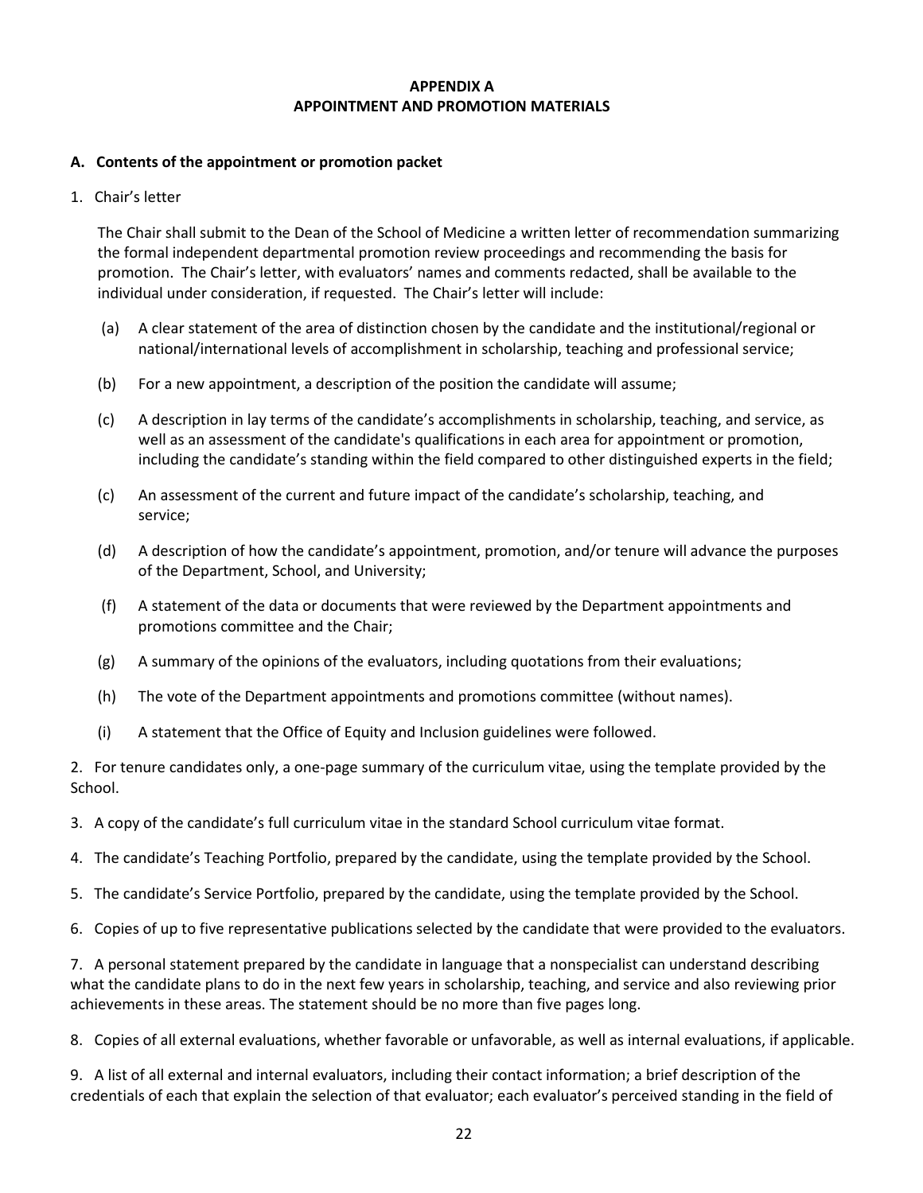**APPENDIX A**
**APPOINTMENT AND PROMOTION MATERIALS**

**A. Contents of the appointment or promotion packet**

1. Chair's letter

   The Chair shall submit to the Dean of the School of Medicine a written letter of recommendation summarizing the formal independent departmental promotion review proceedings and recommending the basis for promotion. The Chair's letter, with evaluators' names and comments redacted, shall be available to the individual under consideration, if requested. The Chair's letter will include:

   (a) A clear statement of the area of distinction chosen by the candidate and the institutional/regional or national/international levels of accomplishment in scholarship, teaching and professional service;

   (b) For a new appointment, a description of the position the candidate will assume;

   (c) A description in lay terms of the candidate's accomplishments in scholarship, teaching, and service, as well as an assessment of the candidate's qualifications in each area for appointment or promotion, including the candidate's standing within the field compared to other distinguished experts in the field;

   (c) An assessment of the current and future impact of the candidate's scholarship, teaching, and service;

   (d) A description of how the candidate's appointment, promotion, and/or tenure will advance the purposes of the Department, School, and University;

   (f) A statement of the data or documents that were reviewed by the Department appointments and promotions committee and the Chair;

   (g) A summary of the opinions of the evaluators, including quotations from their evaluations;

   (h) The vote of the Department appointments and promotions committee (without names).

   (i) A statement that the Office of Equity and Inclusion guidelines were followed.

2. For tenure candidates only, a one-page summary of the curriculum vitae, using the template provided by the School.

3. A copy of the candidate's full curriculum vitae in the standard School curriculum vitae format.

4. The candidate's Teaching Portfolio, prepared by the candidate, using the template provided by the School.

5. The candidate's Service Portfolio, prepared by the candidate, using the template provided by the School.

6. Copies of up to five representative publications selected by the candidate that were provided to the evaluators.

7. A personal statement prepared by the candidate in language that a nonspecialist can understand describing what the candidate plans to do in the next few years in scholarship, teaching, and service and also reviewing prior achievements in these areas. The statement should be no more than five pages long.

8. Copies of all external evaluations, whether favorable or unfavorable, as well as internal evaluations, if applicable.

9. A list of all external and internal evaluators, including their contact information; a brief description of the credentials of each that explain the selection of that evaluator; each evaluator's perceived standing in the field of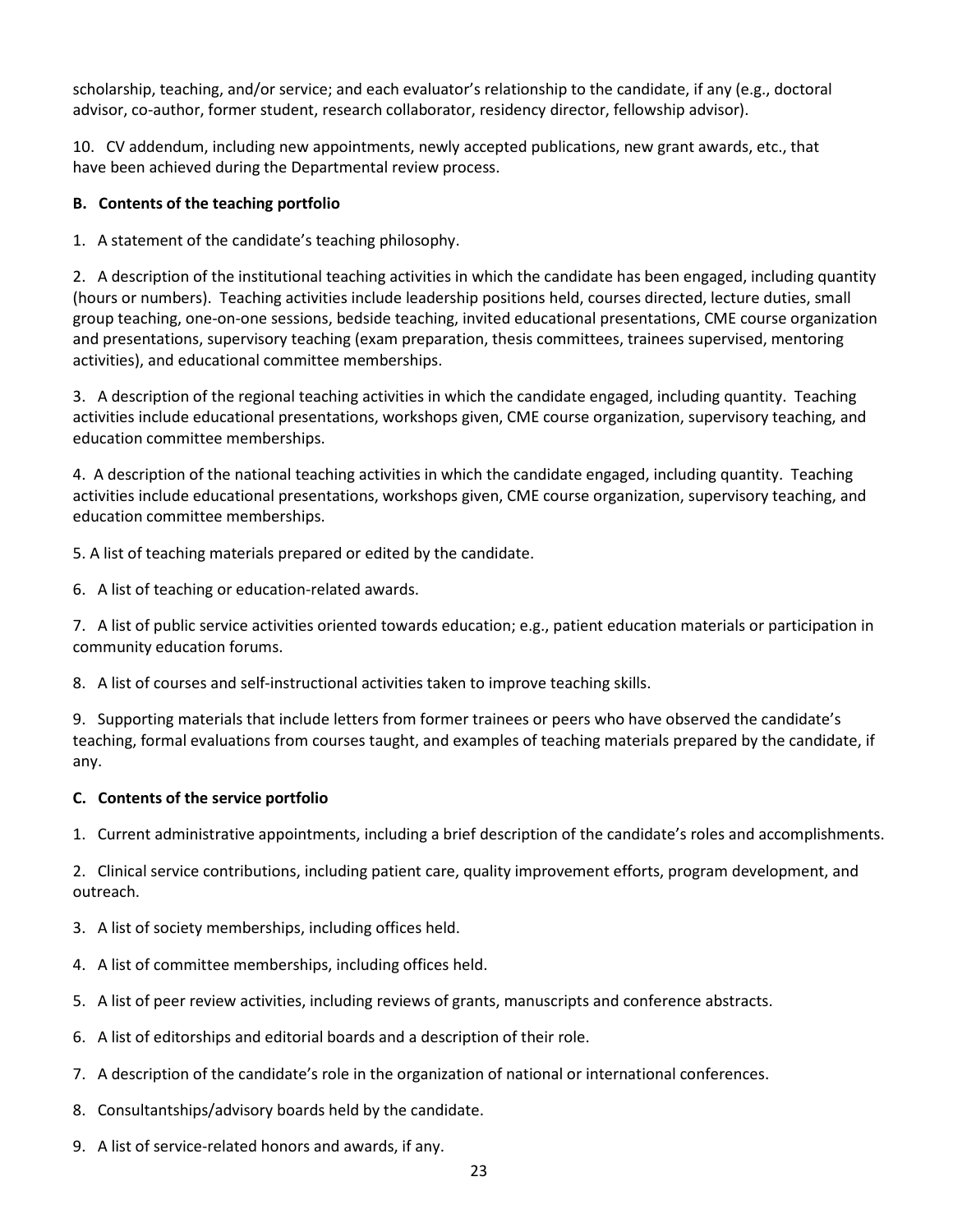scholarship, teaching, and/or service; and each evaluator's relationship to the candidate, if any (e.g., doctoral advisor, co-author, former student, research collaborator, residency director, fellowship advisor).

10. CV addendum, including new appointments, newly accepted publications, new grant awards, etc., that have been achieved during the Departmental review process.

**B. Contents of the teaching portfolio**

1. A statement of the candidate's teaching philosophy.

2. A description of the institutional teaching activities in which the candidate has been engaged, including quantity (hours or numbers). Teaching activities include leadership positions held, courses directed, lecture duties, small group teaching, one-on-one sessions, bedside teaching, invited educational presentations, CME course organization and presentations, supervisory teaching (exam preparation, thesis committees, trainees supervised, mentoring activities), and educational committee memberships.

3. A description of the regional teaching activities in which the candidate engaged, including quantity. Teaching activities include educational presentations, workshops given, CME course organization, supervisory teaching, and education committee memberships.

4. A description of the national teaching activities in which the candidate engaged, including quantity. Teaching activities include educational presentations, workshops given, CME course organization, supervisory teaching, and education committee memberships.

5. A list of teaching materials prepared or edited by the candidate.

6. A list of teaching or education-related awards.

7. A list of public service activities oriented towards education; e.g., patient education materials or participation in community education forums.

8. A list of courses and self-instructional activities taken to improve teaching skills.

9. Supporting materials that include letters from former trainees or peers who have observed the candidate's teaching, formal evaluations from courses taught, and examples of teaching materials prepared by the candidate, if any.

**C. Contents of the service portfolio**

1. Current administrative appointments, including a brief description of the candidate's roles and accomplishments.

2. Clinical service contributions, including patient care, quality improvement efforts, program development, and outreach.

3. A list of society memberships, including offices held.

4. A list of committee memberships, including offices held.

5. A list of peer review activities, including reviews of grants, manuscripts and conference abstracts.

6. A list of editorships and editorial boards and a description of their role.

7. A description of the candidate's role in the organization of national or international conferences.

8. Consultantships/advisory boards held by the candidate.

9. A list of service-related honors and awards, if any.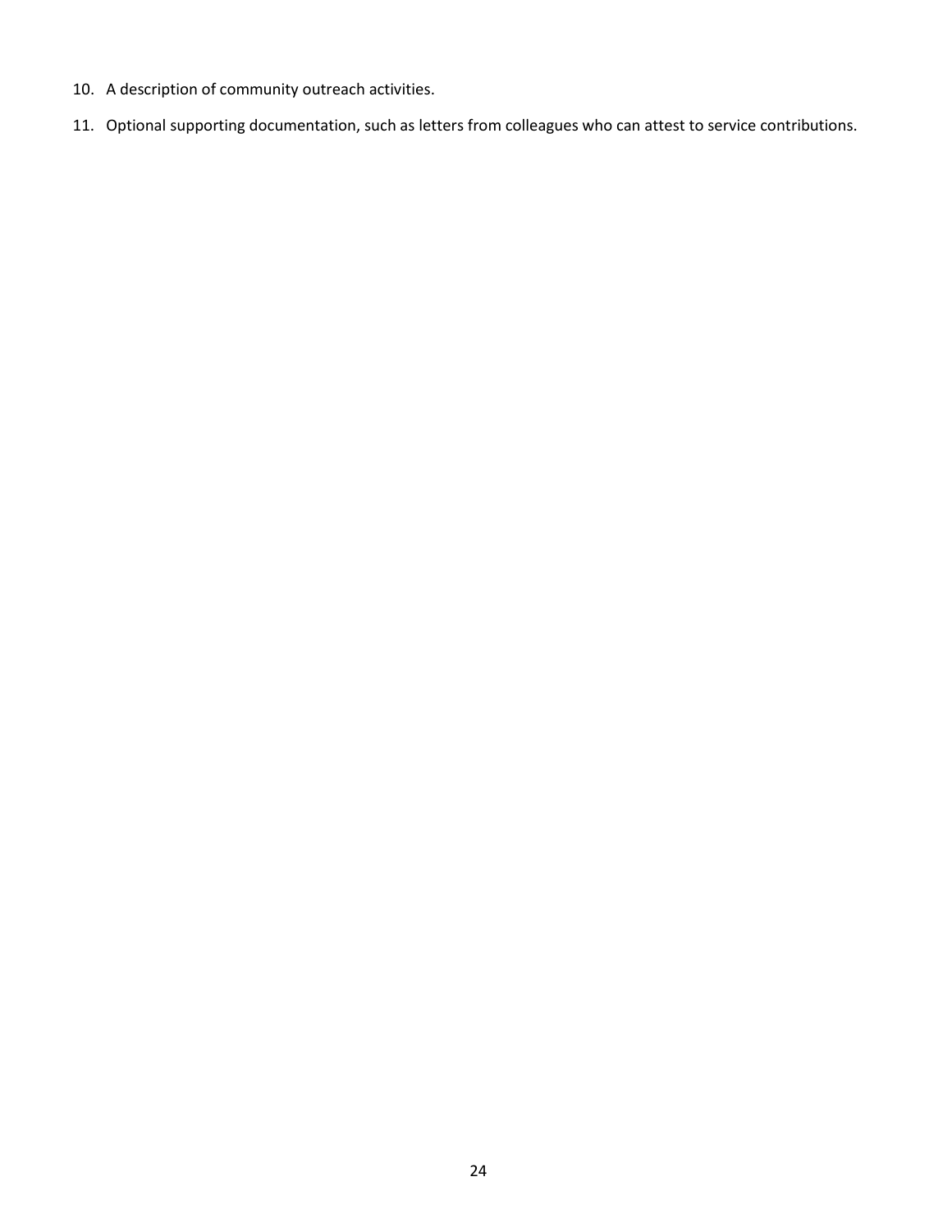10. A description of community outreach activities.
11. Optional supporting documentation, such as letters from colleagues who can attest to service contributions.